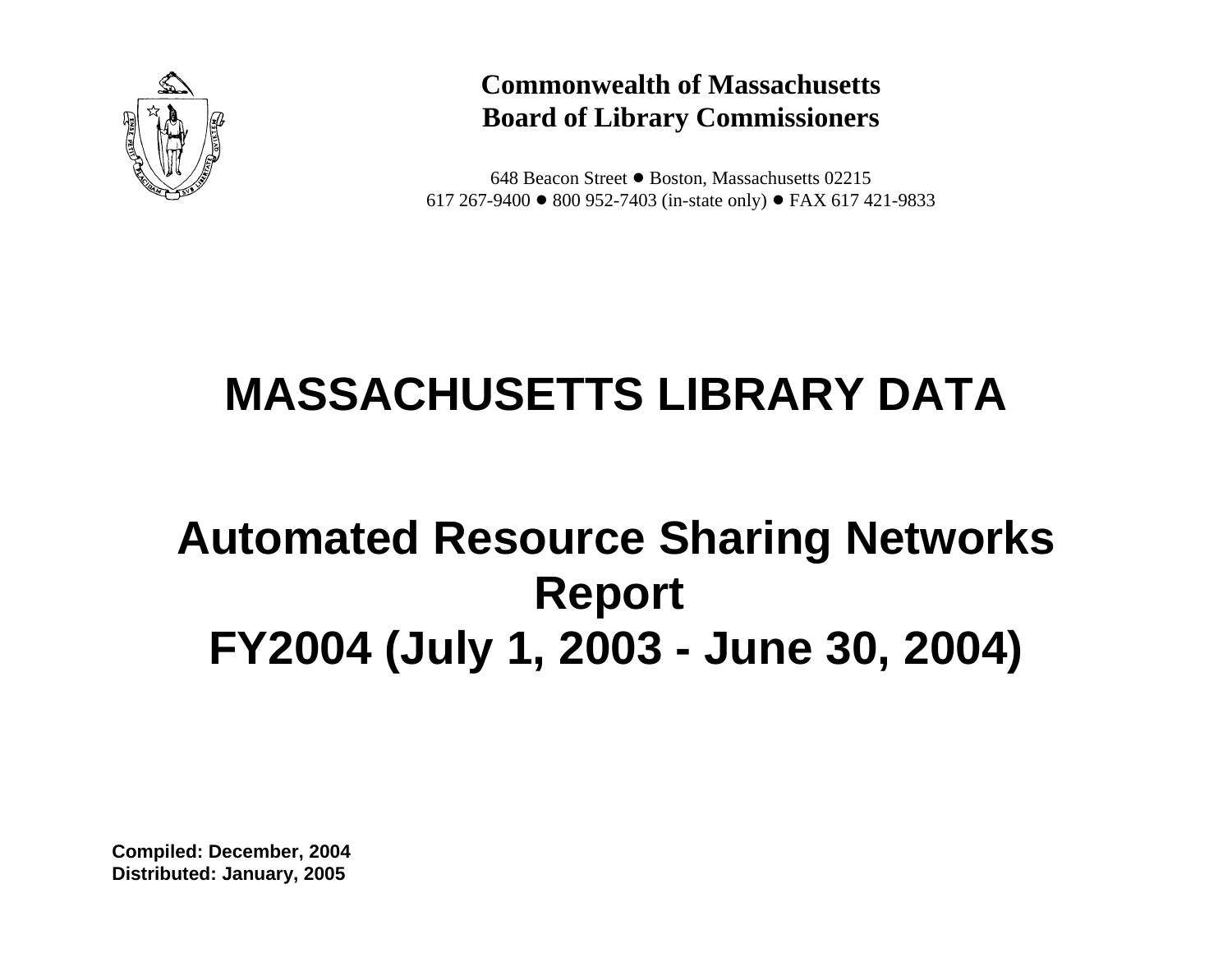**Commonwealth of Massachusetts**
**Board of Library Commissioners**

648 Beacon Street • Boston, Massachusetts 02215
617 267-9400 • 800 952-7403 (in-state only) • FAX 617 421-9833

# MASSACHUSETTS LIBRARY DATA

# Automated Resource Sharing Networks Report
# FY2004 (July 1, 2003 - June 30, 2004)

**Compiled: December, 2004**
**Distributed: January, 2005**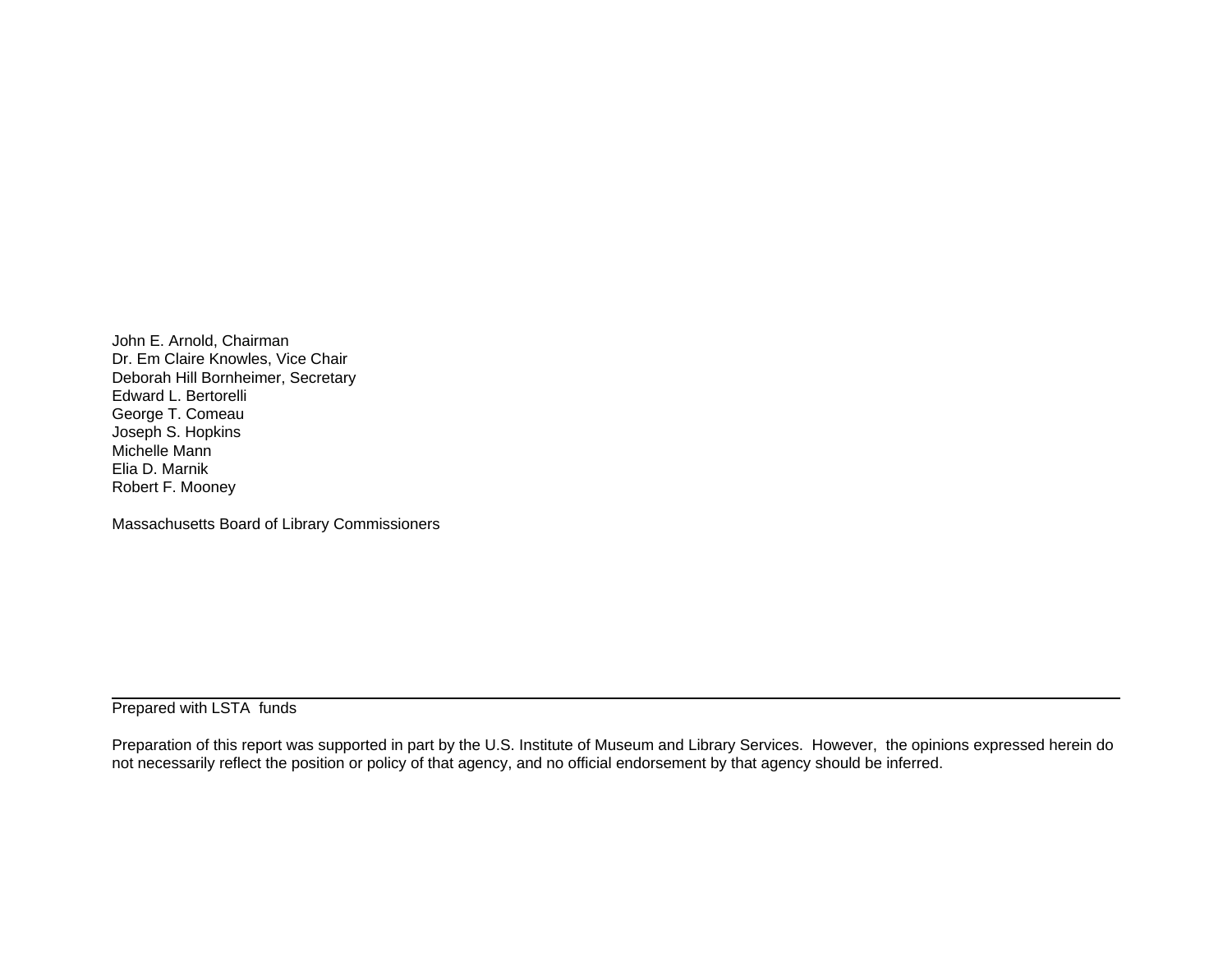John E. Arnold, Chairman
Dr. Em Claire Knowles, Vice Chair
Deborah Hill Bornheimer, Secretary
Edward L. Bertorelli
George T. Comeau
Joseph S. Hopkins
Michelle Mann
Elia D. Marnik
Robert F. Mooney

Massachusetts Board of Library Commissioners

---

Prepared with LSTA funds

Preparation of this report was supported in part by the U.S. Institute of Museum and Library Services. However, the opinions expressed herein do not necessarily reflect the position or policy of that agency, and no official endorsement by that agency should be inferred.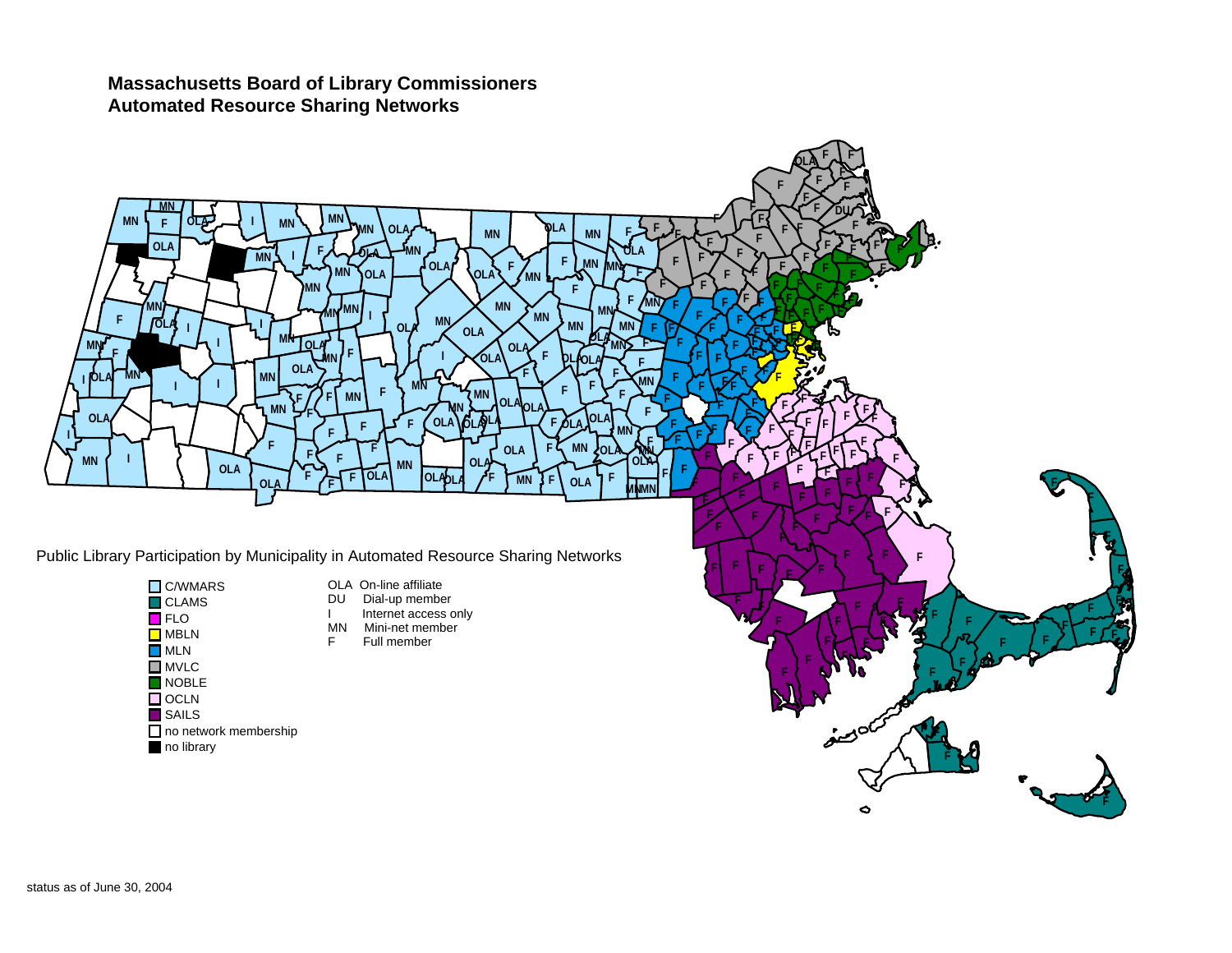# Massachusetts Board of Library Commissioners
# Automated Resource Sharing Networks

Public Library Participation by Municipality in Automated Resource Sharing Networks

- C/WMARS
- CLAMS
- FLO
- MBLN
- MLN
- MVLC
- NOBLE
- OCLN
- SAILS
- no network membership
- no library

OLA On-line affiliate
DU Dial-up member
I Internet access only
MN Mini-net member
F Full member

status as of June 30, 2004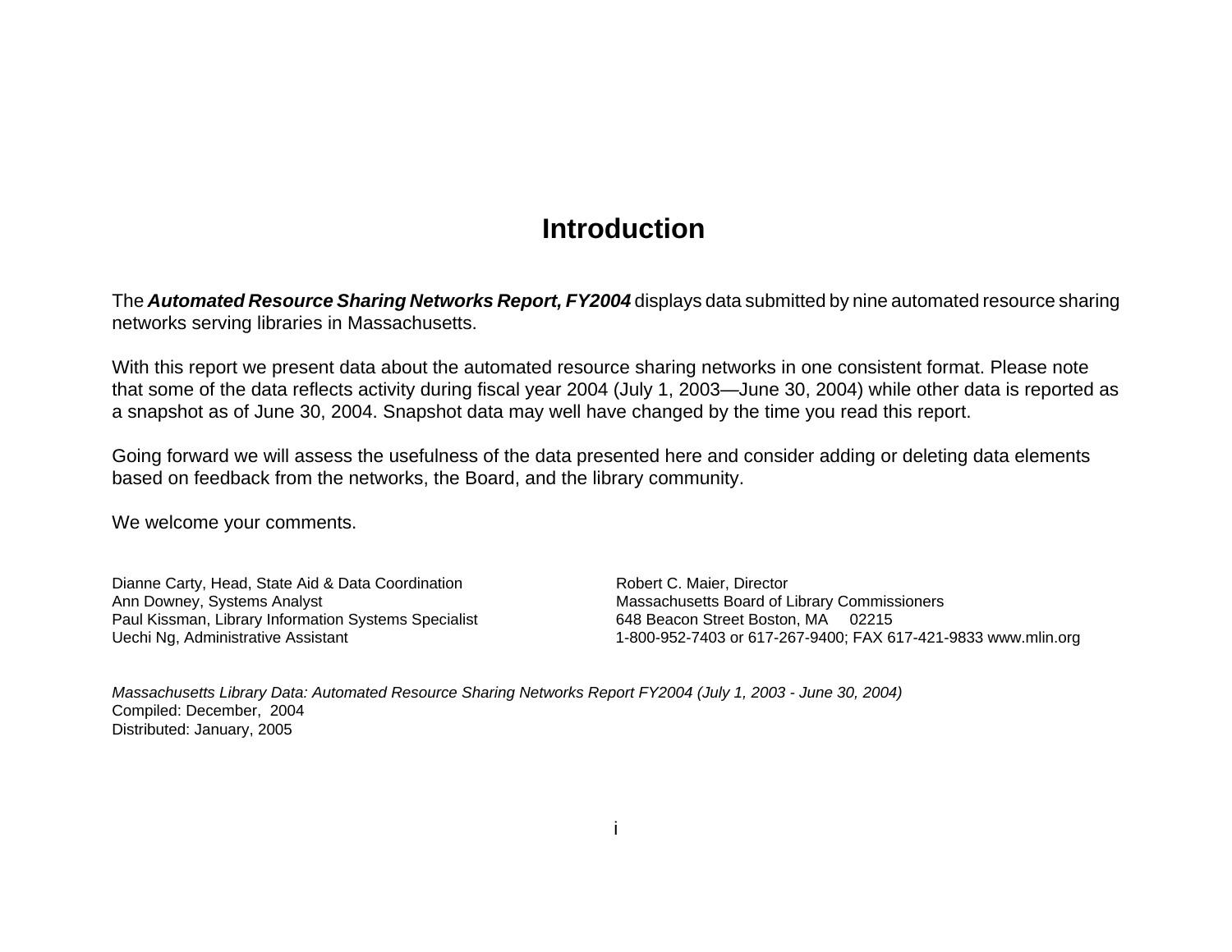# Introduction

The ***Automated Resource Sharing Networks Report, FY2004*** displays data submitted by nine automated resource sharing networks serving libraries in Massachusetts.

With this report we present data about the automated resource sharing networks in one consistent format. Please note that some of the data reflects activity during fiscal year 2004 (July 1, 2003—June 30, 2004) while other data is reported as a snapshot as of June 30, 2004. Snapshot data may well have changed by the time you read this report.

Going forward we will assess the usefulness of the data presented here and consider adding or deleting data elements based on feedback from the networks, the Board, and the library community.

We welcome your comments.

Dianne Carty, Head, State Aid & Data Coordination
Ann Downey, Systems Analyst
Paul Kissman, Library Information Systems Specialist
Uechi Ng, Administrative Assistant

Robert C. Maier, Director
Massachusetts Board of Library Commissioners
648 Beacon Street Boston, MA 02215
1-800-952-7403 or 617-267-9400; FAX 617-421-9833 www.mlin.org

*Massachusetts Library Data: Automated Resource Sharing Networks Report FY2004 (July 1, 2003 - June 30, 2004)*
Compiled: December, 2004
Distributed: January, 2005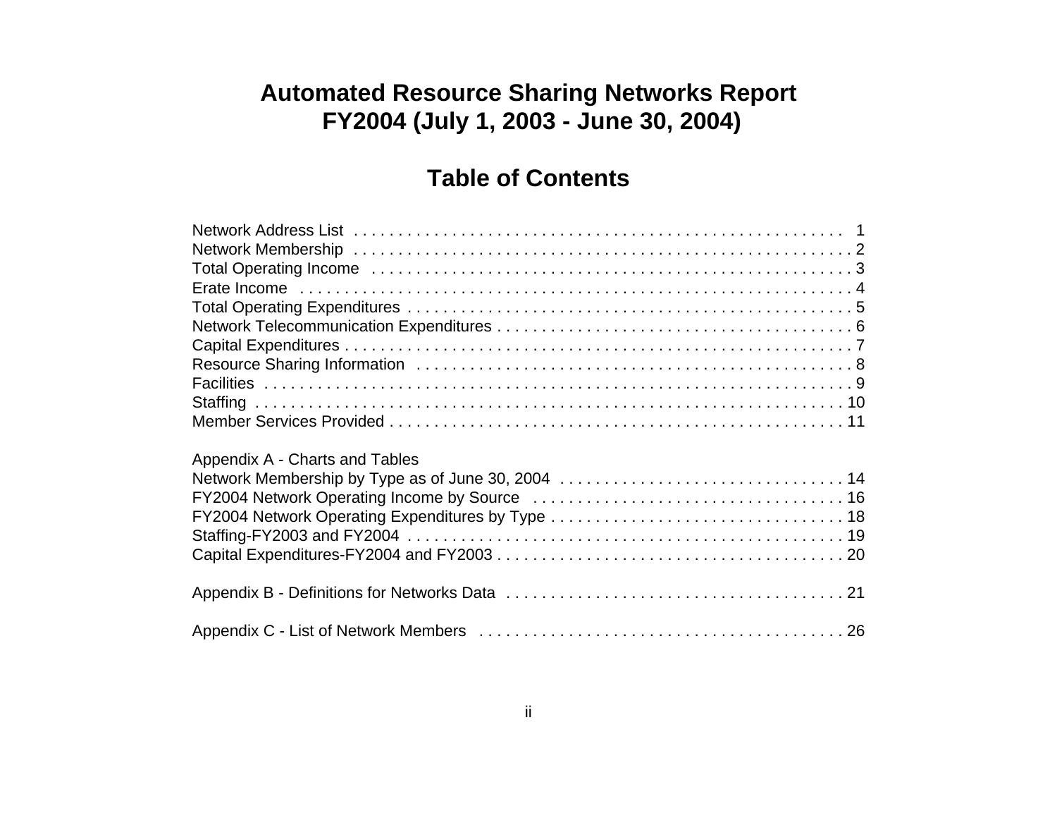# Automated Resource Sharing Networks Report
# FY2004 (July 1, 2003 - June 30, 2004)

## Table of Contents

Network Address List . . . . . . . . . . . . . . . . . . . . . . . . . . . . . . . . . . . . . . . . . . . . . . . . . . . . . . 1
Network Membership . . . . . . . . . . . . . . . . . . . . . . . . . . . . . . . . . . . . . . . . . . . . . . . . . . . . . . 2
Total Operating Income . . . . . . . . . . . . . . . . . . . . . . . . . . . . . . . . . . . . . . . . . . . . . . . . . . . . 3
Erate Income . . . . . . . . . . . . . . . . . . . . . . . . . . . . . . . . . . . . . . . . . . . . . . . . . . . . . . . . . . . 4
Total Operating Expenditures . . . . . . . . . . . . . . . . . . . . . . . . . . . . . . . . . . . . . . . . . . . . . . . . 5
Network Telecommunication Expenditures . . . . . . . . . . . . . . . . . . . . . . . . . . . . . . . . . . . . . . . 6
Capital Expenditures . . . . . . . . . . . . . . . . . . . . . . . . . . . . . . . . . . . . . . . . . . . . . . . . . . . . . . . 7
Resource Sharing Information . . . . . . . . . . . . . . . . . . . . . . . . . . . . . . . . . . . . . . . . . . . . . . . . 8
Facilities . . . . . . . . . . . . . . . . . . . . . . . . . . . . . . . . . . . . . . . . . . . . . . . . . . . . . . . . . . . . . . . . 9
Staffing . . . . . . . . . . . . . . . . . . . . . . . . . . . . . . . . . . . . . . . . . . . . . . . . . . . . . . . . . . . . . . . . 10
Member Services Provided . . . . . . . . . . . . . . . . . . . . . . . . . . . . . . . . . . . . . . . . . . . . . . . . . . 11

Appendix A - Charts and Tables
Network Membership by Type as of June 30, 2004 . . . . . . . . . . . . . . . . . . . . . . . . . . . . . . . . 14
FY2004 Network Operating Income by Source . . . . . . . . . . . . . . . . . . . . . . . . . . . . . . . . . . . 16
FY2004 Network Operating Expenditures by Type . . . . . . . . . . . . . . . . . . . . . . . . . . . . . . . . . 18
Staffing-FY2003 and FY2004 . . . . . . . . . . . . . . . . . . . . . . . . . . . . . . . . . . . . . . . . . . . . . . . . 19
Capital Expenditures-FY2004 and FY2003 . . . . . . . . . . . . . . . . . . . . . . . . . . . . . . . . . . . . . . . 20

Appendix B - Definitions for Networks Data . . . . . . . . . . . . . . . . . . . . . . . . . . . . . . . . . . . . . . 21

Appendix C - List of Network Members . . . . . . . . . . . . . . . . . . . . . . . . . . . . . . . . . . . . . . . . . 26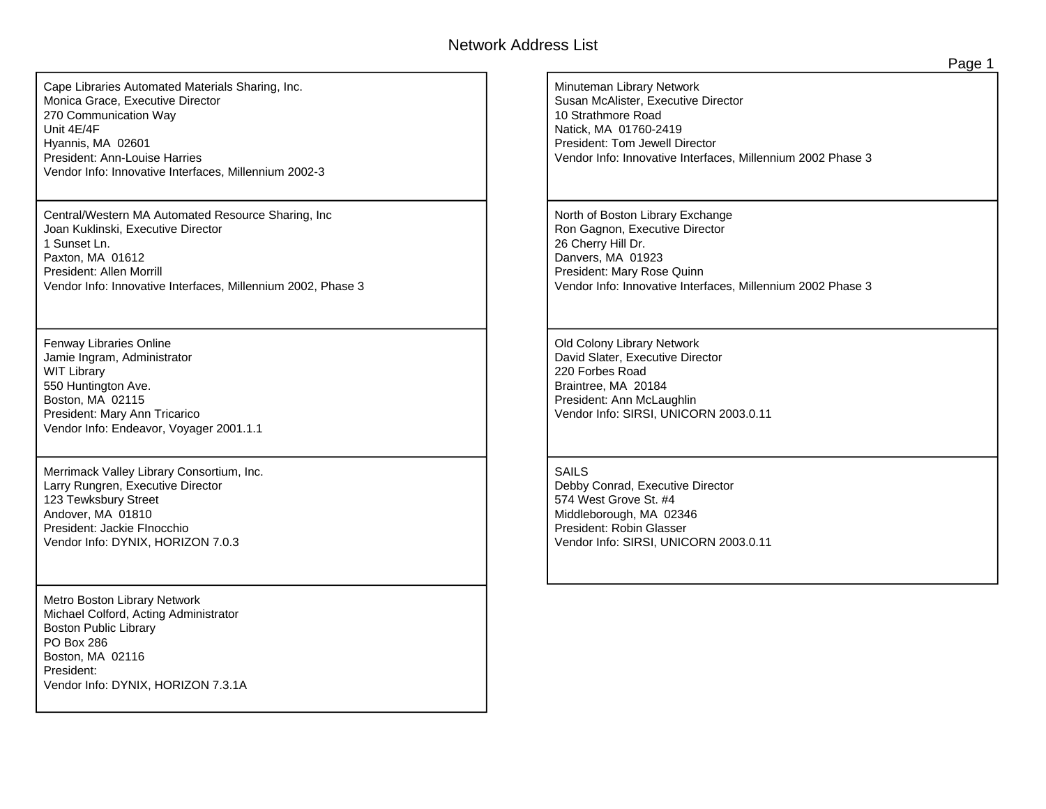# Network Address List

Cape Libraries Automated Materials Sharing, Inc.
Monica Grace, Executive Director
270 Communication Way
Unit 4E/4F
Hyannis, MA 02601
President: Ann-Louise Harries
Vendor Info: Innovative Interfaces, Millennium 2002-3

Central/Western MA Automated Resource Sharing, Inc
Joan Kuklinski, Executive Director
1 Sunset Ln.
Paxton, MA 01612
President: Allen Morrill
Vendor Info: Innovative Interfaces, Millennium 2002, Phase 3

Fenway Libraries Online
Jamie Ingram, Administrator
WIT Library
550 Huntington Ave.
Boston, MA 02115
President: Mary Ann Tricarico
Vendor Info: Endeavor, Voyager 2001.1.1

Merrimack Valley Library Consortium, Inc.
Larry Rungren, Executive Director
123 Tewksbury Street
Andover, MA 01810
President: Jackie FInocchio
Vendor Info: DYNIX, HORIZON 7.0.3

Metro Boston Library Network
Michael Colford, Acting Administrator
Boston Public Library
PO Box 286
Boston, MA 02116
President:
Vendor Info: DYNIX, HORIZON 7.3.1A

Minuteman Library Network
Susan McAlister, Executive Director
10 Strathmore Road
Natick, MA 01760-2419
President: Tom Jewell Director
Vendor Info: Innovative Interfaces, Millennium 2002 Phase 3

North of Boston Library Exchange
Ron Gagnon, Executive Director
26 Cherry Hill Dr.
Danvers, MA 01923
President: Mary Rose Quinn
Vendor Info: Innovative Interfaces, Millennium 2002 Phase 3

Old Colony Library Network
David Slater, Executive Director
220 Forbes Road
Braintree, MA 20184
President: Ann McLaughlin
Vendor Info: SIRSI, UNICORN 2003.0.11

SAILS
Debby Conrad, Executive Director
574 West Grove St. #4
Middleborough, MA 02346
President: Robin Glasser
Vendor Info: SIRSI, UNICORN 2003.0.11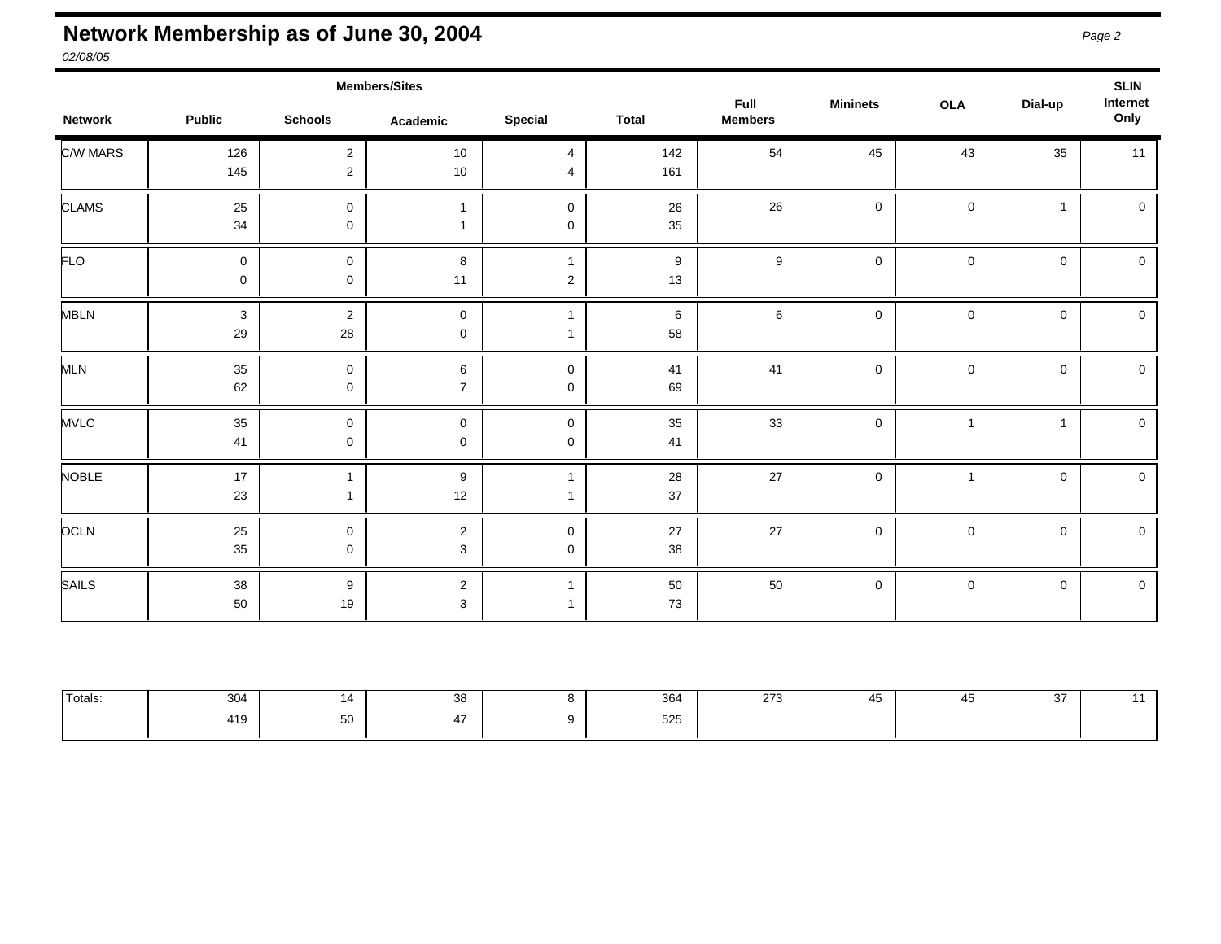# Network Membership as of June 30, 2004

*02/08/05*

| Network | Public | Schools | Academic | Special | Total | Full Members | Mininets | OLA | Dial-up | SLIN Internet Only |
|---|---|---|---|---|---|---|---|---|---|---|
| | Members/Sites | | | | | | | | | |
| C/W MARS | 126 | 2 | 10 | 4 | 142 | 54 | 45 | 43 | 35 | 11 |
| | 145 | 2 | 10 | 4 | 161 | | | | | |
| CLAMS | 25 | 0 | 1 | 0 | 26 | 26 | 0 | 0 | 1 | 0 |
| | 34 | 0 | 1 | 0 | 35 | | | | | |
| FLO | 0 | 0 | 8 | 1 | 9 | 9 | 0 | 0 | 0 | 0 |
| | 0 | 0 | 11 | 2 | 13 | | | | | |
| MBLN | 3 | 2 | 0 | 1 | 6 | 6 | 0 | 0 | 0 | 0 |
| | 29 | 28 | 0 | 1 | 58 | | | | | |
| MLN | 35 | 0 | 6 | 0 | 41 | 41 | 0 | 0 | 0 | 0 |
| | 62 | 0 | 7 | 0 | 69 | | | | | |
| MVLC | 35 | 0 | 0 | 0 | 35 | 33 | 0 | 1 | 1 | 0 |
| | 41 | 0 | 0 | 0 | 41 | | | | | |
| NOBLE | 17 | 1 | 9 | 1 | 28 | 27 | 0 | 1 | 0 | 0 |
| | 23 | 1 | 12 | 1 | 37 | | | | | |
| OCLN | 25 | 0 | 2 | 0 | 27 | 27 | 0 | 0 | 0 | 0 |
| | 35 | 0 | 3 | 0 | 38 | | | | | |
| SAILS | 38 | 9 | 2 | 1 | 50 | 50 | 0 | 0 | 0 | 0 |
| | 50 | 19 | 3 | 1 | 73 | | | | | |
| Totals: | 304 | 14 | 38 | 8 | 364 | 273 | 45 | 45 | 37 | 11 |
| | 419 | 50 | 47 | 9 | 525 | | | | | |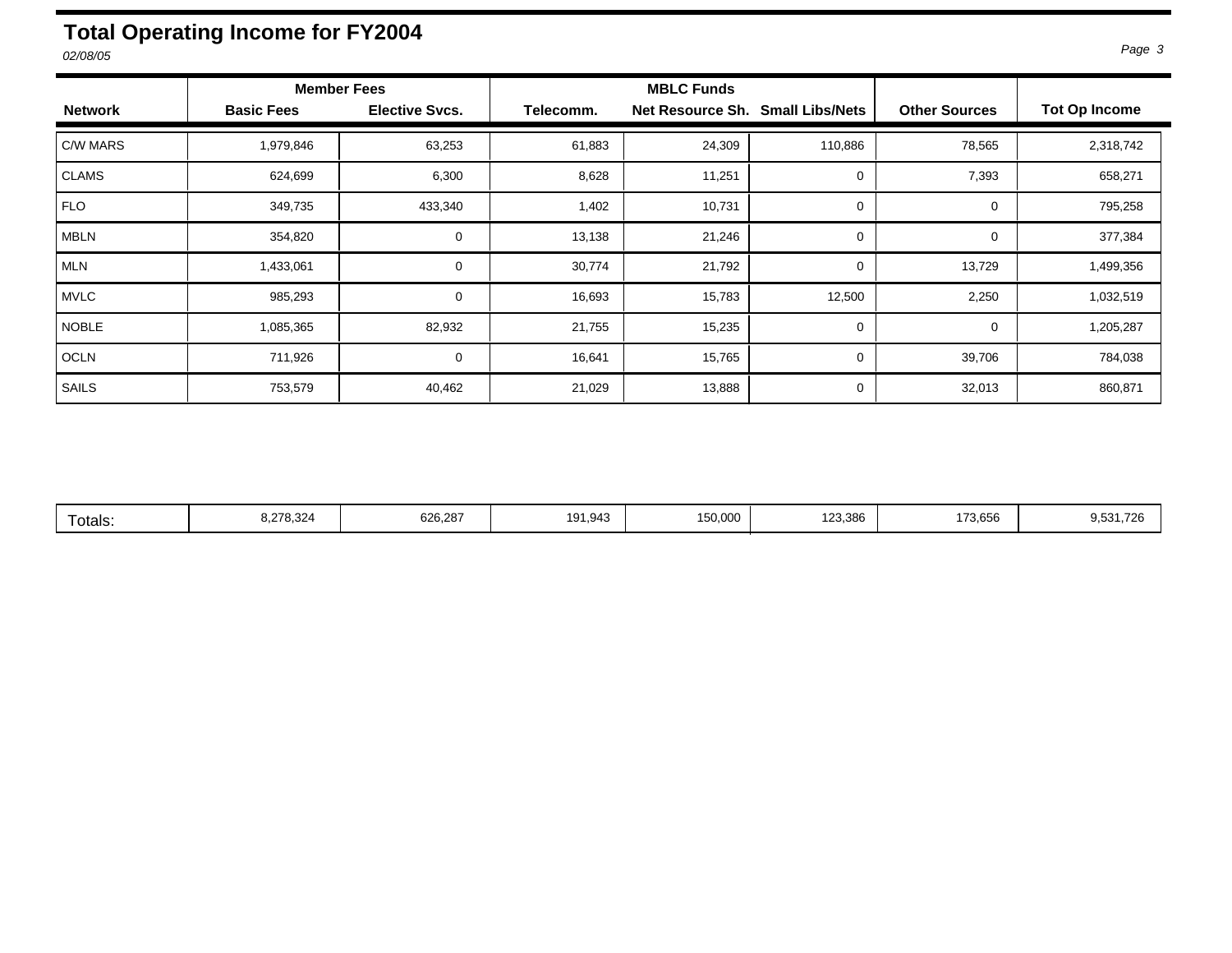# Total Operating Income for FY2004

*02/08/05*

| Network | Member Fees | | MBLC Funds | | | Other Sources | Tot Op Income |
|---|---|---|---|---|---|---|---|
| | Basic Fees | Elective Svcs. | Telecomm. | Net Resource Sh. | Small Libs/Nets | | |
| C/W MARS | 1,979,846 | 63,253 | 61,883 | 24,309 | 110,886 | 78,565 | 2,318,742 |
| CLAMS | 624,699 | 6,300 | 8,628 | 11,251 | 0 | 7,393 | 658,271 |
| FLO | 349,735 | 433,340 | 1,402 | 10,731 | 0 | 0 | 795,258 |
| MBLN | 354,820 | 0 | 13,138 | 21,246 | 0 | 0 | 377,384 |
| MLN | 1,433,061 | 0 | 30,774 | 21,792 | 0 | 13,729 | 1,499,356 |
| MVLC | 985,293 | 0 | 16,693 | 15,783 | 12,500 | 2,250 | 1,032,519 |
| NOBLE | 1,085,365 | 82,932 | 21,755 | 15,235 | 0 | 0 | 1,205,287 |
| OCLN | 711,926 | 0 | 16,641 | 15,765 | 0 | 39,706 | 784,038 |
| SAILS | 753,579 | 40,462 | 21,029 | 13,888 | 0 | 32,013 | 860,871 |
| Totals: | 8,278,324 | 626,287 | 191,943 | 150,000 | 123,386 | 173,656 | 9,531,726 |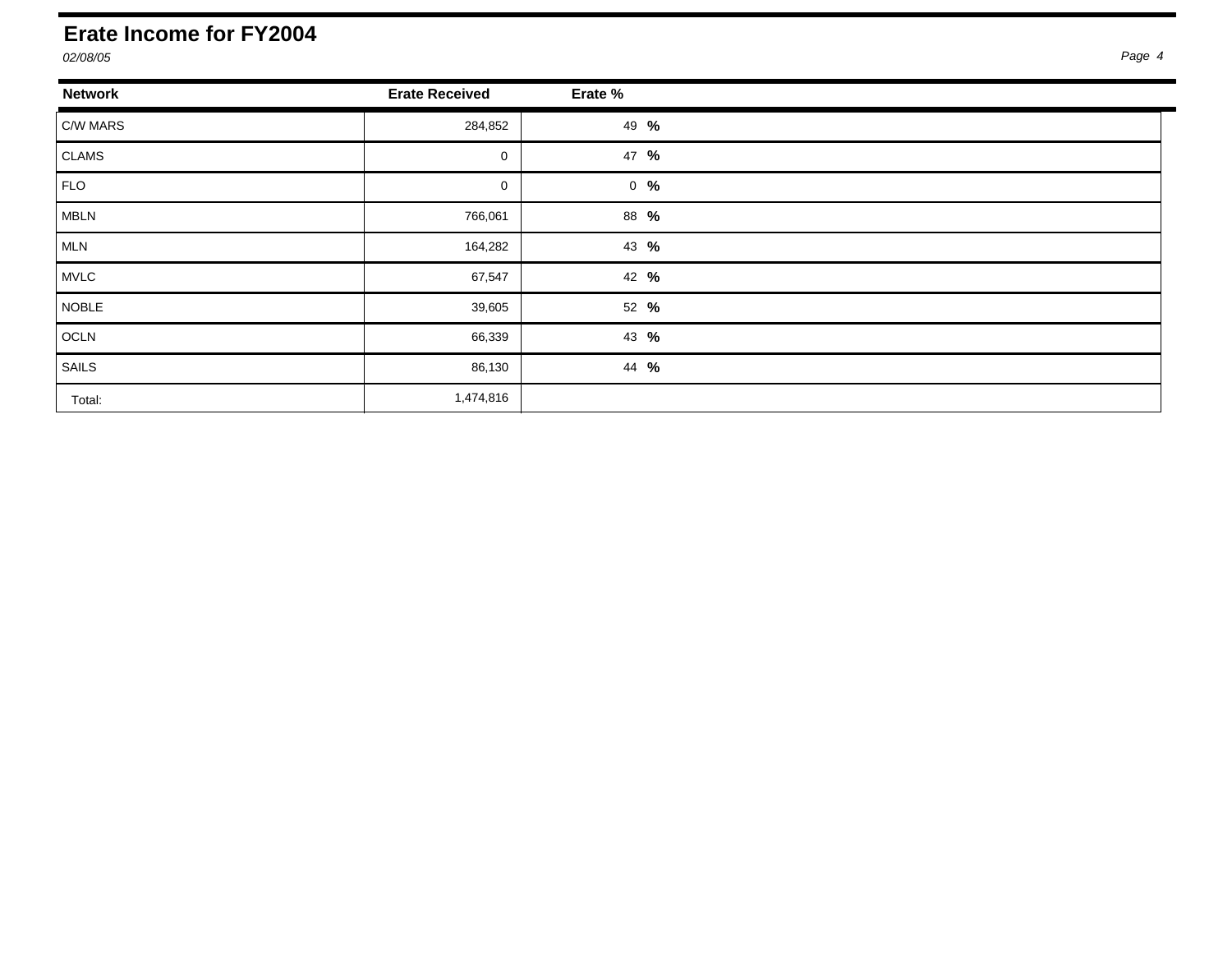# Erate Income for FY2004

*02/08/05*

| Network | Erate Received | Erate % |
|---|---|---|
| C/W MARS | 284,852 | 49 % |
| CLAMS | 0 | 47 % |
| FLO | 0 | 0 % |
| MBLN | 766,061 | 88 % |
| MLN | 164,282 | 43 % |
| MVLC | 67,547 | 42 % |
| NOBLE | 39,605 | 52 % |
| OCLN | 66,339 | 43 % |
| SAILS | 86,130 | 44 % |
| Total: | 1,474,816 | |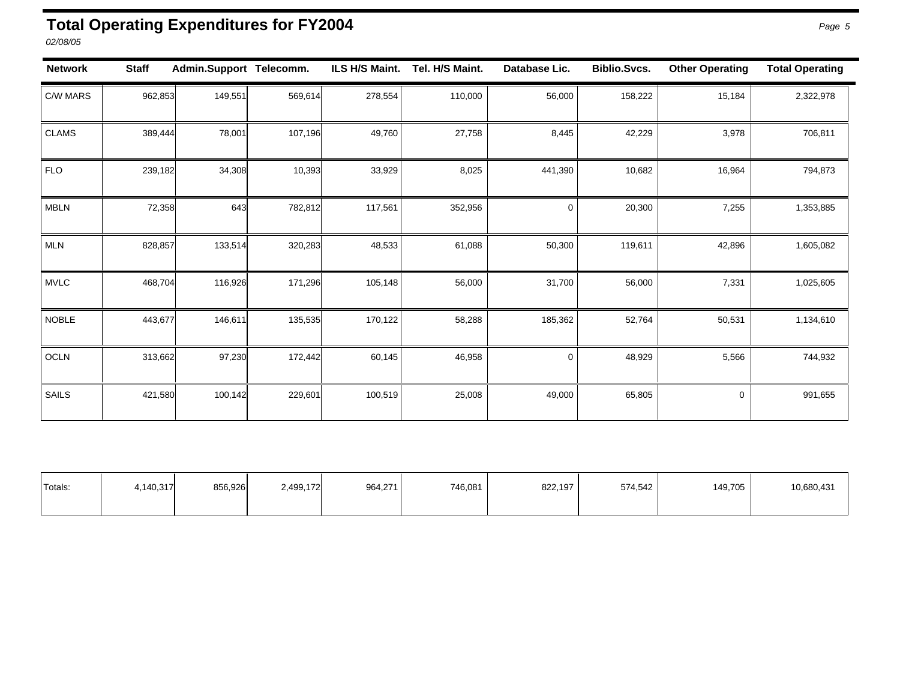# Total Operating Expenditures for FY2004

*02/08/05*

| Network | Staff | Admin.Support | Telecomm. | ILS H/S Maint. | Tel. H/S Maint. | Database Lic. | Biblio.Svcs. | Other Operating | Total Operating |
|---|---|---|---|---|---|---|---|---|---|
| C/W MARS | 962,853 | 149,551 | 569,614 | 278,554 | 110,000 | 56,000 | 158,222 | 15,184 | 2,322,978 |
| CLAMS | 389,444 | 78,001 | 107,196 | 49,760 | 27,758 | 8,445 | 42,229 | 3,978 | 706,811 |
| FLO | 239,182 | 34,308 | 10,393 | 33,929 | 8,025 | 441,390 | 10,682 | 16,964 | 794,873 |
| MBLN | 72,358 | 643 | 782,812 | 117,561 | 352,956 | 0 | 20,300 | 7,255 | 1,353,885 |
| MLN | 828,857 | 133,514 | 320,283 | 48,533 | 61,088 | 50,300 | 119,611 | 42,896 | 1,605,082 |
| MVLC | 468,704 | 116,926 | 171,296 | 105,148 | 56,000 | 31,700 | 56,000 | 7,331 | 1,025,605 |
| NOBLE | 443,677 | 146,611 | 135,535 | 170,122 | 58,288 | 185,362 | 52,764 | 50,531 | 1,134,610 |
| OCLN | 313,662 | 97,230 | 172,442 | 60,145 | 46,958 | 0 | 48,929 | 5,566 | 744,932 |
| SAILS | 421,580 | 100,142 | 229,601 | 100,519 | 25,008 | 49,000 | 65,805 | 0 | 991,655 |
| Totals: | 4,140,317 | 856,926 | 2,499,172 | 964,271 | 746,081 | 822,197 | 574,542 | 149,705 | 10,680,431 |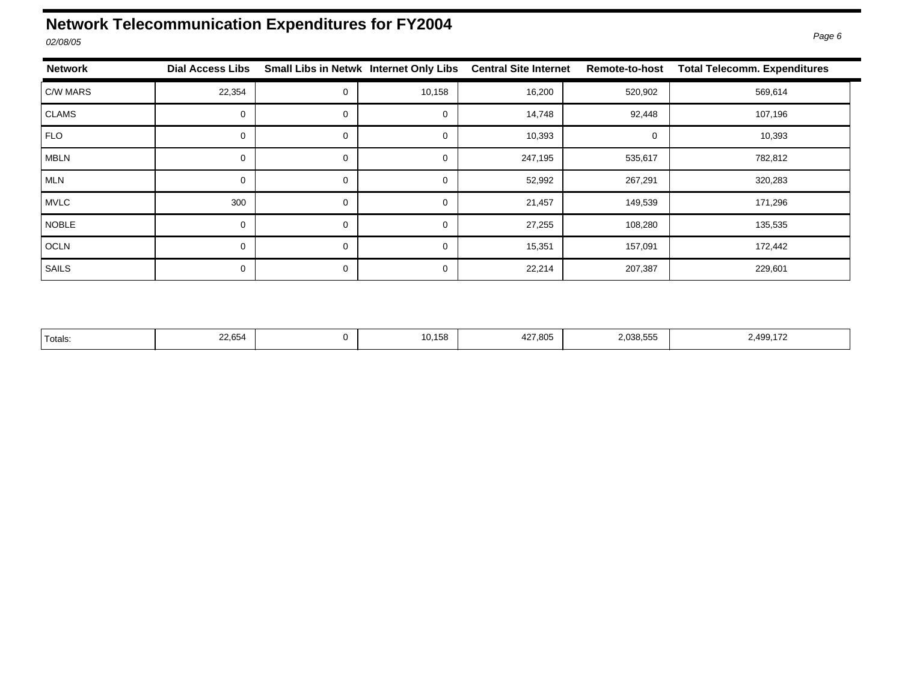# Network Telecommunication Expenditures for FY2004

*02/08/05*

| Network | Dial Access Libs | Small Libs in Netwk | Internet Only Libs | Central Site Internet | Remote-to-host | Total Telecomm. Expenditures |
|---|---|---|---|---|---|---|
| C/W MARS | 22,354 | 0 | 10,158 | 16,200 | 520,902 | 569,614 |
| CLAMS | 0 | 0 | 0 | 14,748 | 92,448 | 107,196 |
| FLO | 0 | 0 | 0 | 10,393 | 0 | 10,393 |
| MBLN | 0 | 0 | 0 | 247,195 | 535,617 | 782,812 |
| MLN | 0 | 0 | 0 | 52,992 | 267,291 | 320,283 |
| MVLC | 300 | 0 | 0 | 21,457 | 149,539 | 171,296 |
| NOBLE | 0 | 0 | 0 | 27,255 | 108,280 | 135,535 |
| OCLN | 0 | 0 | 0 | 15,351 | 157,091 | 172,442 |
| SAILS | 0 | 0 | 0 | 22,214 | 207,387 | 229,601 |
| Totals: | 22,654 | 0 | 10,158 | 427,805 | 2,038,555 | 2,499,172 |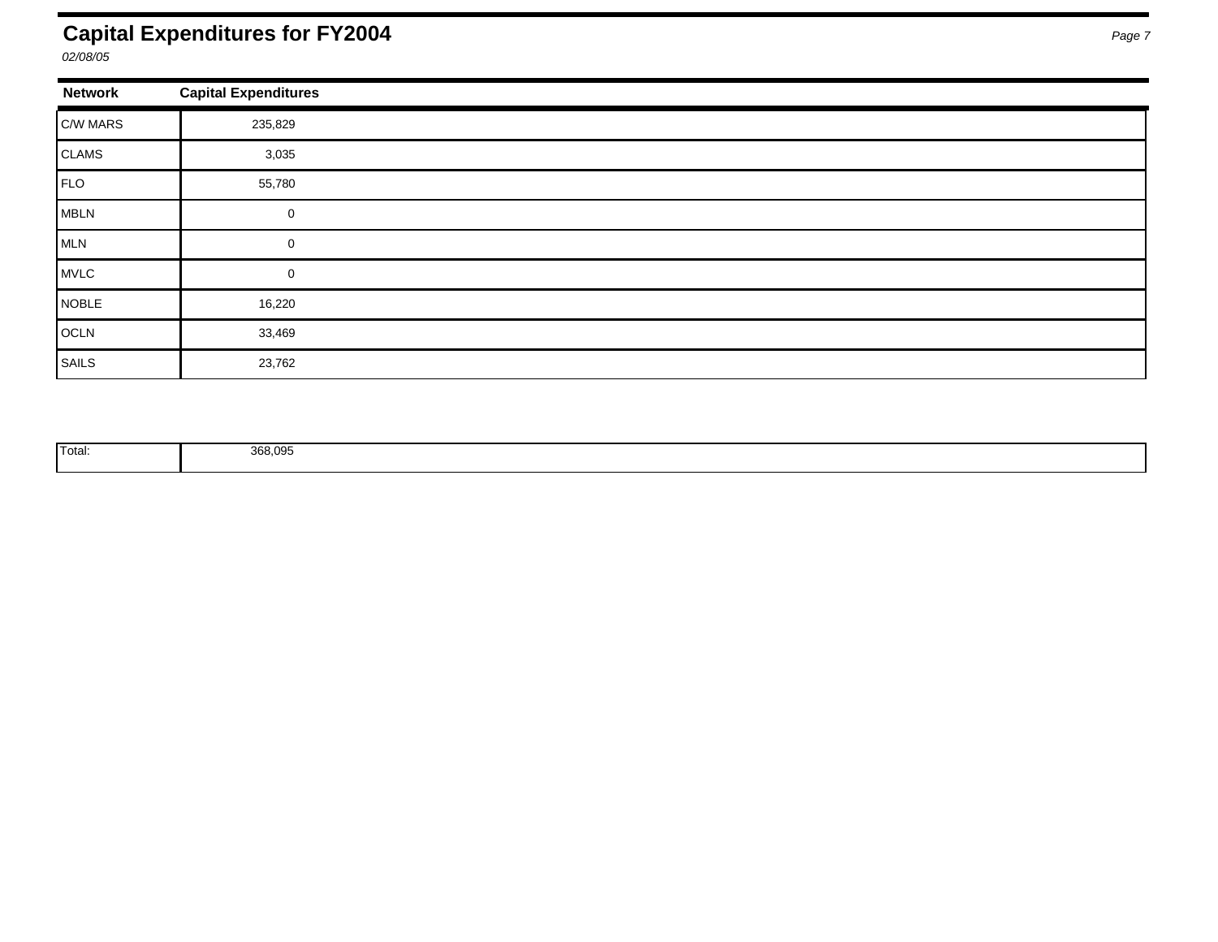# Capital Expenditures for FY2004

*02/08/05*

| Network | Capital Expenditures |
|---|---|
| C/W MARS | 235,829 |
| CLAMS | 3,035 |
| FLO | 55,780 |
| MBLN | 0 |
| MLN | 0 |
| MVLC | 0 |
| NOBLE | 16,220 |
| OCLN | 33,469 |
| SAILS | 23,762 |
| Total: | 368,095 |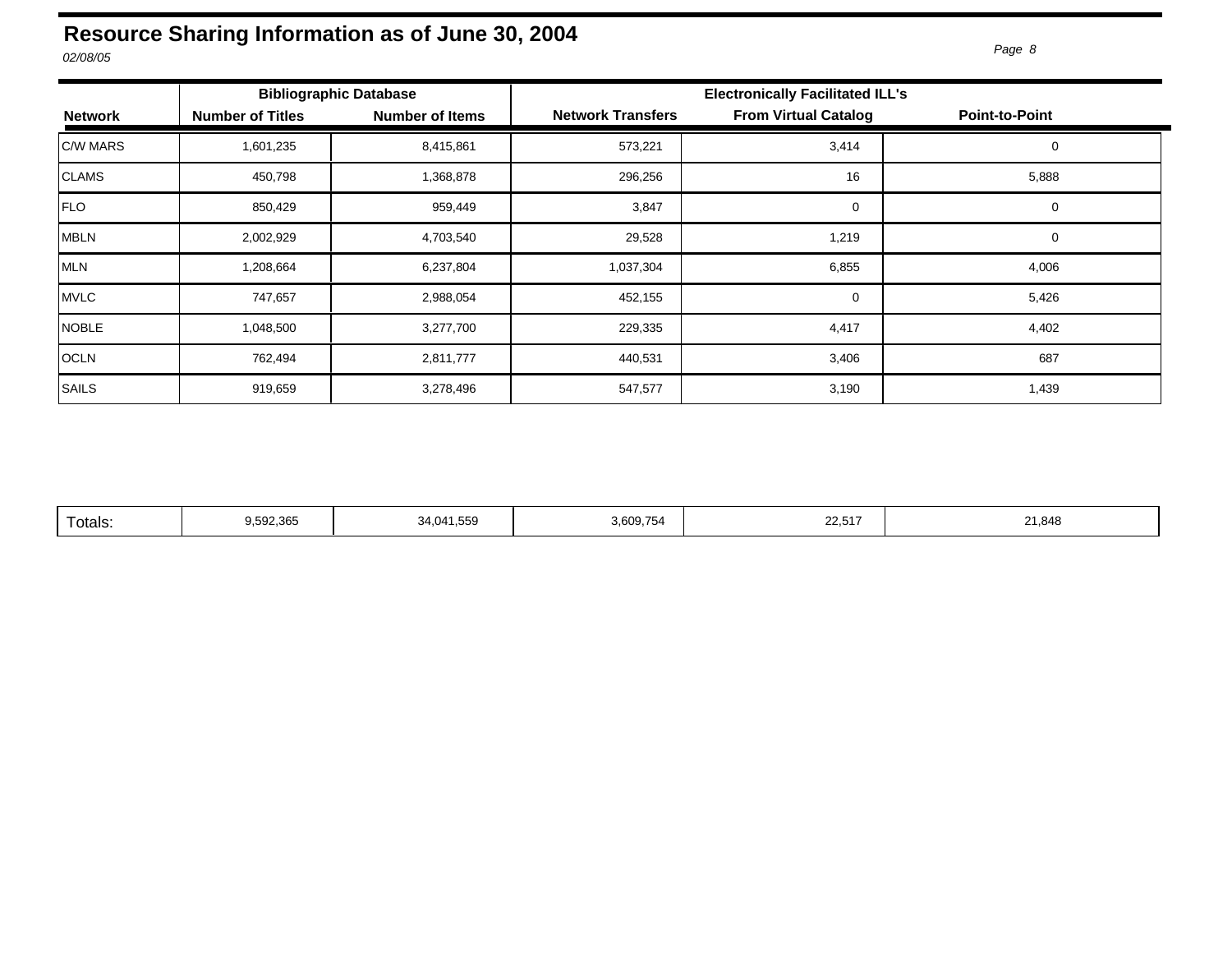# Resource Sharing Information as of June 30, 2004

*02/08/05*

| Network | Bibliographic Database | | Electronically Facilitated ILL's | | |
|---|---|---|---|---|---|
| | Number of Titles | Number of Items | Network Transfers | From Virtual Catalog | Point-to-Point |
| C/W MARS | 1,601,235 | 8,415,861 | 573,221 | 3,414 | 0 |
| CLAMS | 450,798 | 1,368,878 | 296,256 | 16 | 5,888 |
| FLO | 850,429 | 959,449 | 3,847 | 0 | 0 |
| MBLN | 2,002,929 | 4,703,540 | 29,528 | 1,219 | 0 |
| MLN | 1,208,664 | 6,237,804 | 1,037,304 | 6,855 | 4,006 |
| MVLC | 747,657 | 2,988,054 | 452,155 | 0 | 5,426 |
| NOBLE | 1,048,500 | 3,277,700 | 229,335 | 4,417 | 4,402 |
| OCLN | 762,494 | 2,811,777 | 440,531 | 3,406 | 687 |
| SAILS | 919,659 | 3,278,496 | 547,577 | 3,190 | 1,439 |
| Totals: | 9,592,365 | 34,041,559 | 3,609,754 | 22,517 | 21,848 |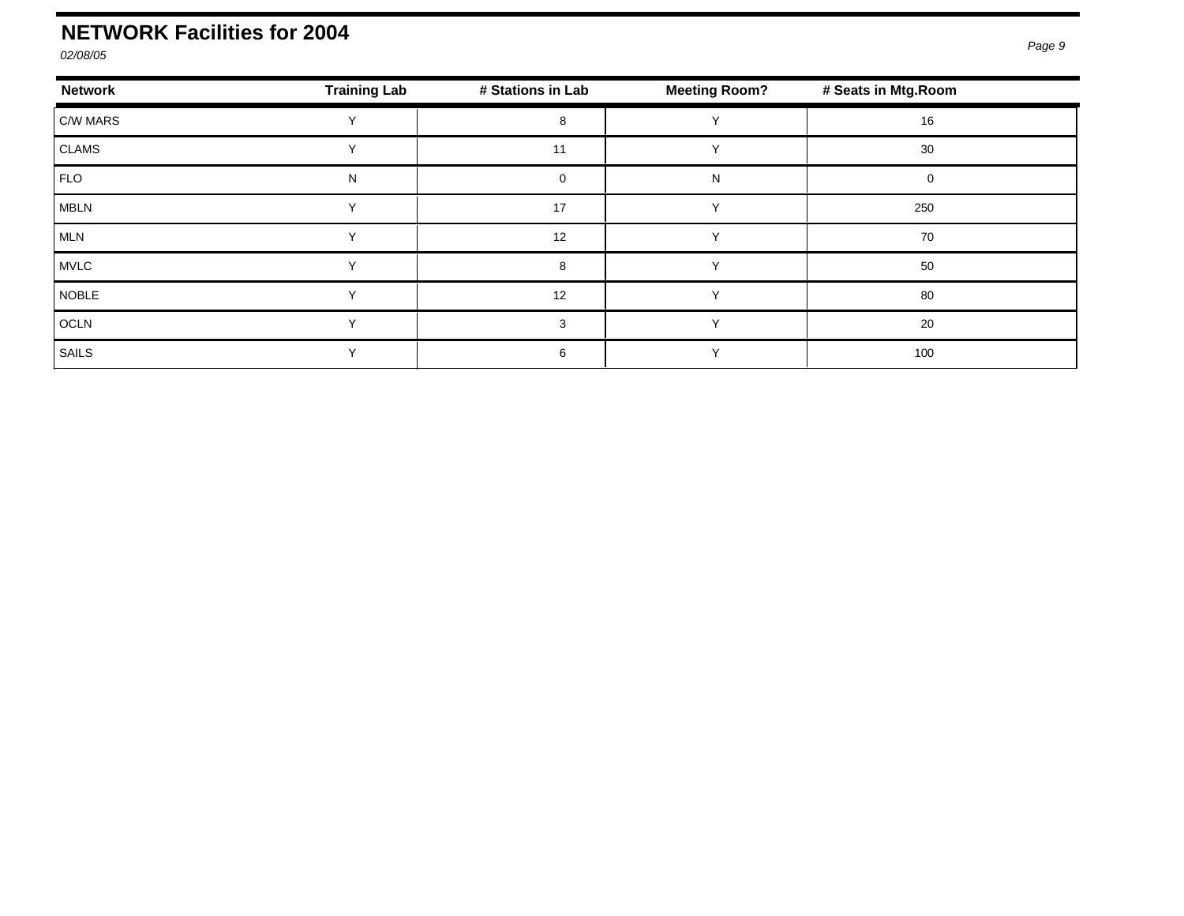# NETWORK Facilities for 2004

*02/08/05*

| Network | Training Lab | # Stations in Lab | Meeting Room? | # Seats in Mtg.Room |
|---|---|---|---|---|
| C/W MARS | Y | 8 | Y | 16 |
| CLAMS | Y | 11 | Y | 30 |
| FLO | N | 0 | N | 0 |
| MBLN | Y | 17 | Y | 250 |
| MLN | Y | 12 | Y | 70 |
| MVLC | Y | 8 | Y | 50 |
| NOBLE | Y | 12 | Y | 80 |
| OCLN | Y | 3 | Y | 20 |
| SAILS | Y | 6 | Y | 100 |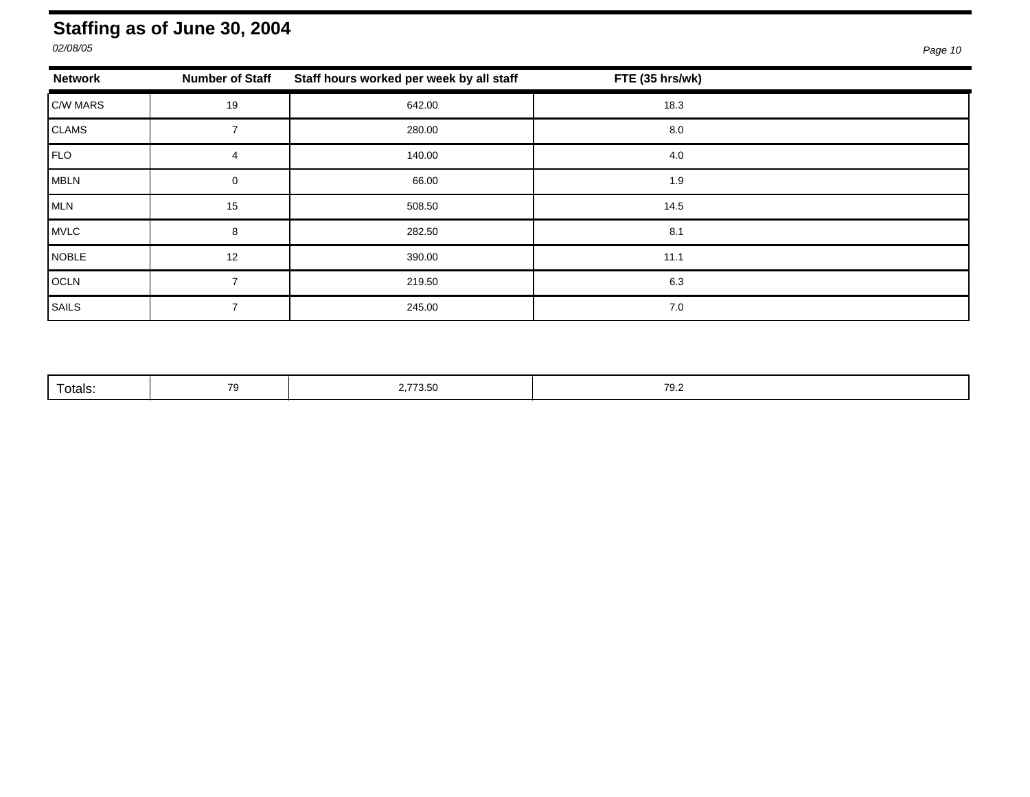# Staffing as of June 30, 2004

*02/08/05*

| Network | Number of Staff | Staff hours worked per week by all staff | FTE (35 hrs/wk) |
|---|---|---|---|
| C/W MARS | 19 | 642.00 | 18.3 |
| CLAMS | 7 | 280.00 | 8.0 |
| FLO | 4 | 140.00 | 4.0 |
| MBLN | 0 | 66.00 | 1.9 |
| MLN | 15 | 508.50 | 14.5 |
| MVLC | 8 | 282.50 | 8.1 |
| NOBLE | 12 | 390.00 | 11.1 |
| OCLN | 7 | 219.50 | 6.3 |
| SAILS | 7 | 245.00 | 7.0 |
| Totals: | 79 | 2,773.50 | 79.2 |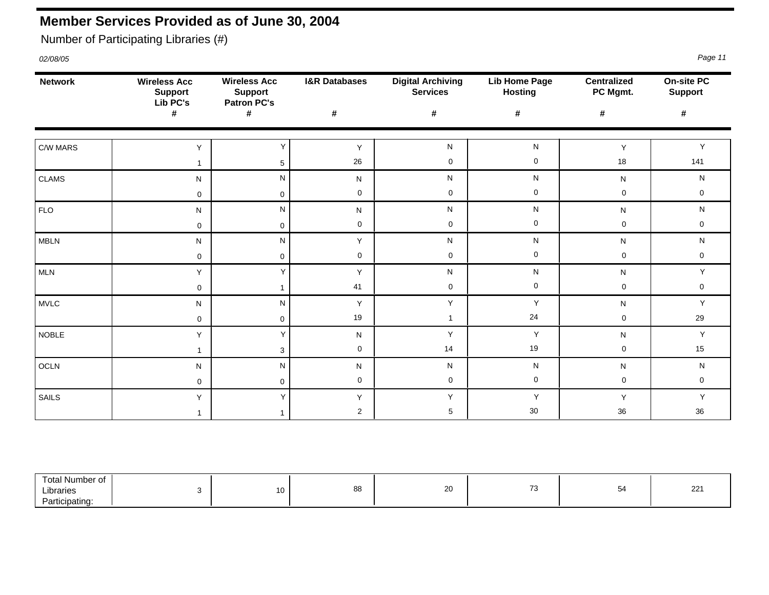# Member Services Provided as of June 30, 2004

Number of Participating Libraries (#)

*02/08/05*

| Network | Wireless Acc Support Lib PC's # | Wireless Acc Support Patron PC's # | I&R Databases # | Digital Archiving Services # | Lib Home Page Hosting # | Centralized PC Mgmt. # | On-site PC Support # |
|---|---|---|---|---|---|---|---|
| C/W MARS | Y<br>1 | Y<br>5 | Y<br>26 | N<br>0 | N<br>0 | Y<br>18 | Y<br>141 |
| CLAMS | N<br>0 | N<br>0 | N<br>0 | N<br>0 | N<br>0 | N<br>0 | N<br>0 |
| FLO | N<br>0 | N<br>0 | N<br>0 | N<br>0 | N<br>0 | N<br>0 | N<br>0 |
| MBLN | N<br>0 | N<br>0 | Y<br>0 | N<br>0 | N<br>0 | N<br>0 | N<br>0 |
| MLN | Y<br>0 | Y<br>1 | Y<br>41 | N<br>0 | N<br>0 | N<br>0 | Y<br>0 |
| MVLC | N<br>0 | N<br>0 | Y<br>19 | Y<br>1 | Y<br>24 | N<br>0 | Y<br>29 |
| NOBLE | Y<br>1 | Y<br>3 | N<br>0 | Y<br>14 | Y<br>19 | N<br>0 | Y<br>15 |
| OCLN | N<br>0 | N<br>0 | N<br>0 | N<br>0 | N<br>0 | N<br>0 | N<br>0 |
| SAILS | Y<br>1 | Y<br>1 | Y<br>2 | Y<br>5 | Y<br>30 | Y<br>36 | Y<br>36 |
| Total Number of Libraries Participating: | 3 | 10 | 88 | 20 | 73 | 54 | 221 |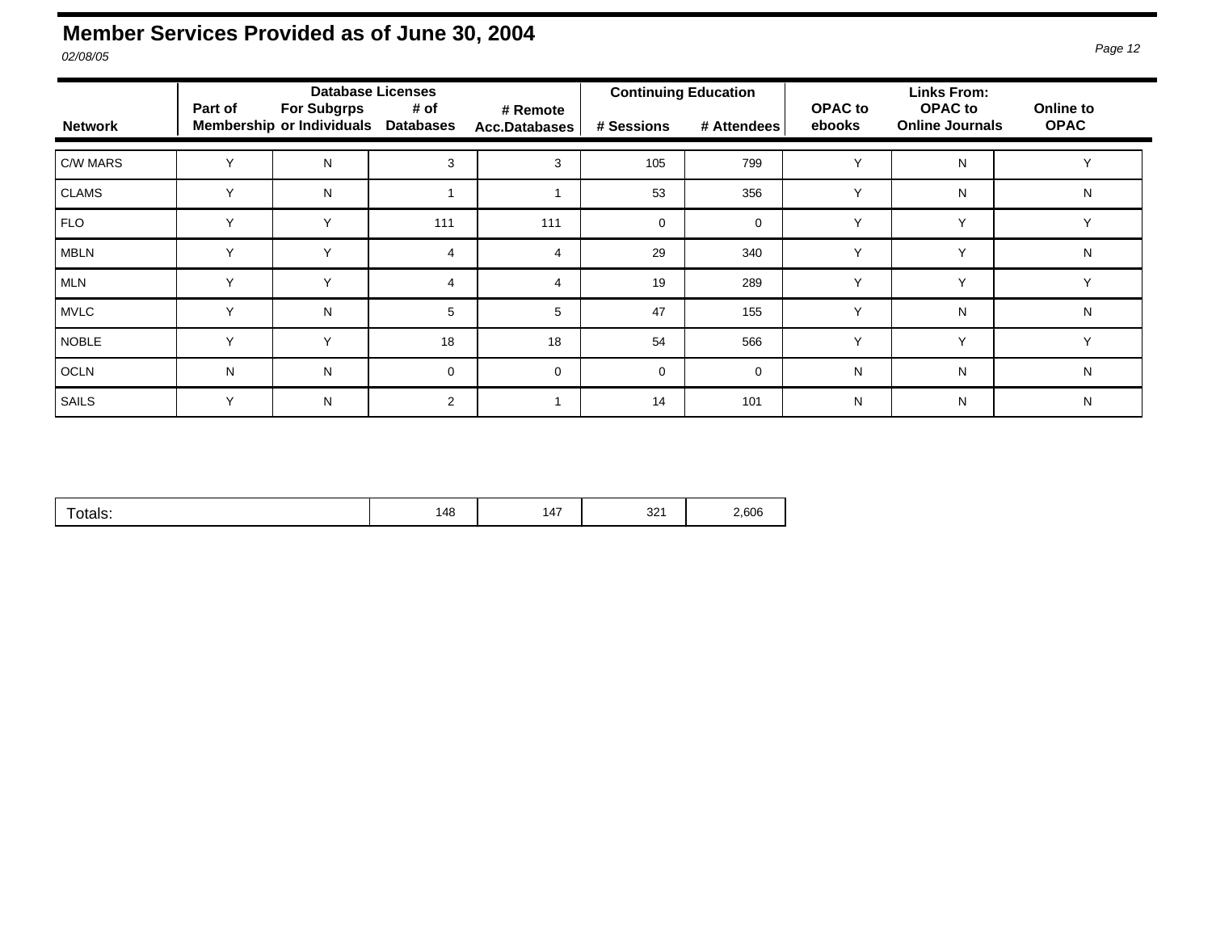# Member Services Provided as of June 30, 2004

*02/08/05*

| Network | Database Licenses | | | | Continuing Education | | Links From: | | |
|---|---|---|---|---|---|---|---|---|---|
| | Part of Membership | For Subgrps or Individuals | # of Databases | # Remote Acc.Databases | # Sessions | # Attendees | OPAC to ebooks | OPAC to Online Journals | Online to OPAC |
| C/W MARS | Y | N | 3 | 3 | 105 | 799 | Y | N | Y |
| CLAMS | Y | N | 1 | 1 | 53 | 356 | Y | N | N |
| FLO | Y | Y | 111 | 111 | 0 | 0 | Y | Y | Y |
| MBLN | Y | Y | 4 | 4 | 29 | 340 | Y | Y | N |
| MLN | Y | Y | 4 | 4 | 19 | 289 | Y | Y | Y |
| MVLC | Y | N | 5 | 5 | 47 | 155 | Y | N | N |
| NOBLE | Y | Y | 18 | 18 | 54 | 566 | Y | Y | Y |
| OCLN | N | N | 0 | 0 | 0 | 0 | N | N | N |
| SAILS | Y | N | 2 | 1 | 14 | 101 | N | N | N |
| Totals: | | | 148 | 147 | 321 | 2,606 | | | |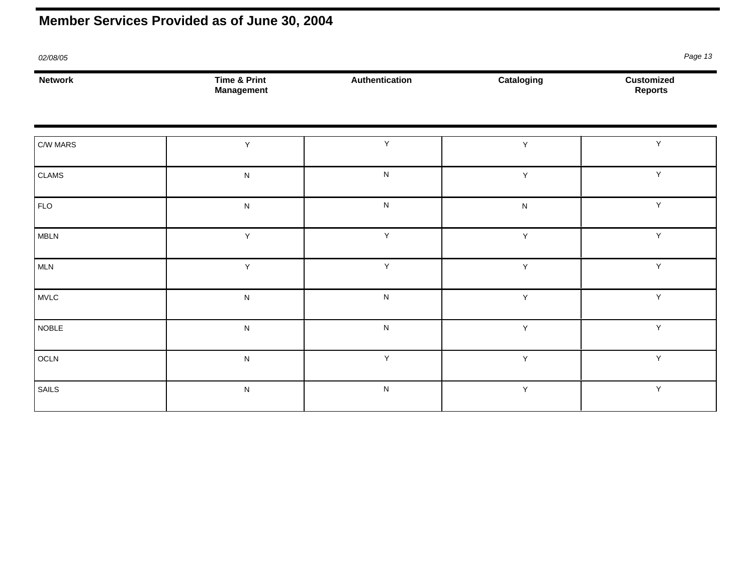## Member Services Provided as of June 30, 2004

*02/08/05*

| Network | Time & Print Management | Authentication | Cataloging | Customized Reports |
|---|---|---|---|---|
| C/W MARS | Y | Y | Y | Y |
| CLAMS | N | N | Y | Y |
| FLO | N | N | N | Y |
| MBLN | Y | Y | Y | Y |
| MLN | Y | Y | Y | Y |
| MVLC | N | N | Y | Y |
| NOBLE | N | N | Y | Y |
| OCLN | N | Y | Y | Y |
| SAILS | N | N | Y | Y |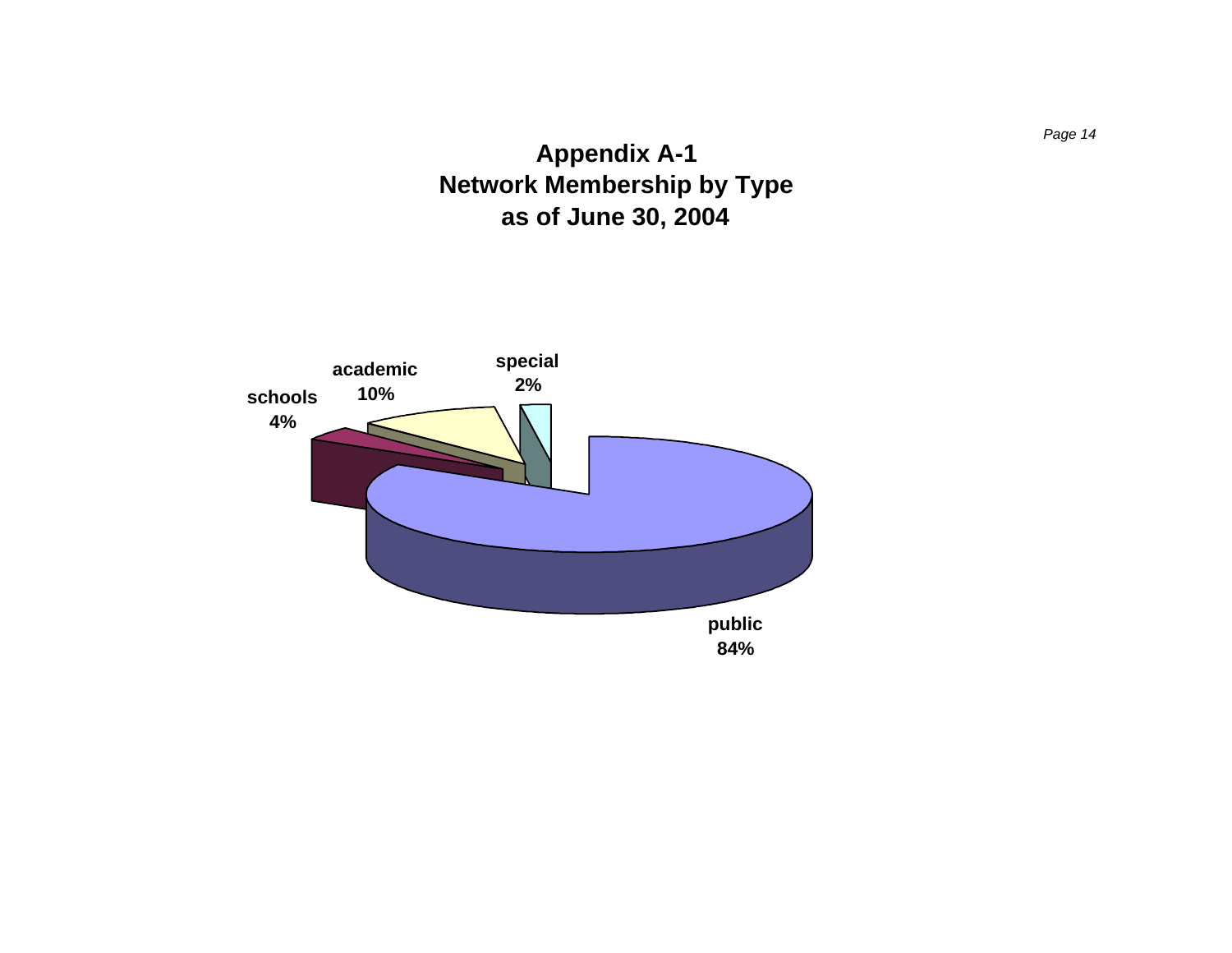# Appendix A-1
# Network Membership by Type
# as of June 30, 2004

schools 4%

academic 10%

special 2%

public 84%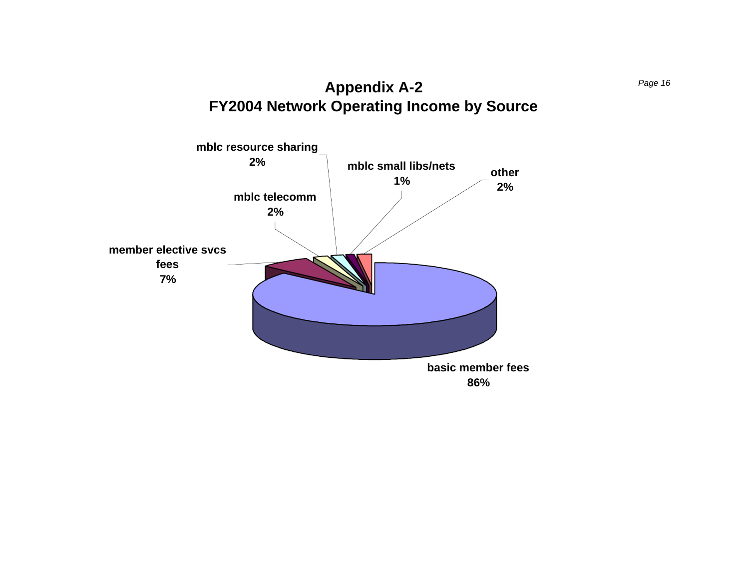# Appendix A-2
## FY2004 Network Operating Income by Source

| Source | Percentage |
|---|---|
| basic member fees | 86% |
| member elective svcs fees | 7% |
| mblc telecomm | 2% |
| mblc resource sharing | 2% |
| mblc small libs/nets | 1% |
| other | 2% |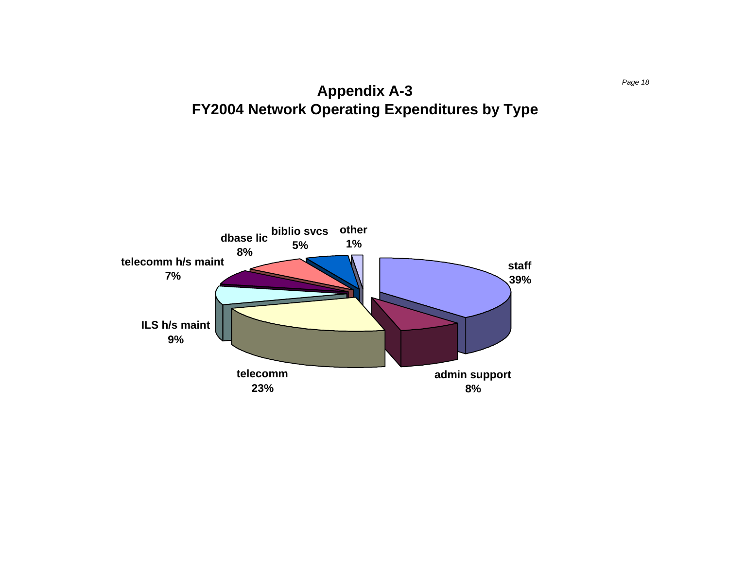# Appendix A-3

## FY2004 Network Operating Expenditures by Type

staff 39%

admin support 8%

telecomm 23%

ILS h/s maint 9%

telecomm h/s maint 7%

dbase lic 8%

biblio svcs 5%

other 1%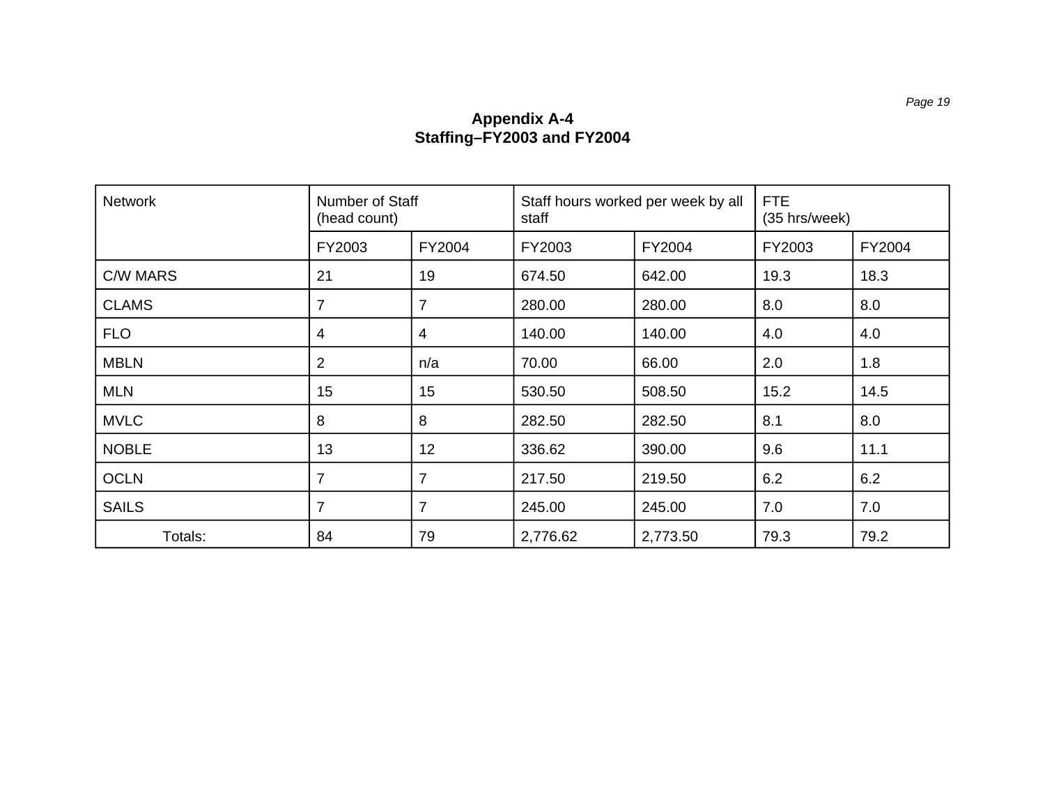## Appendix A-4
## Staffing–FY2003 and FY2004

| Network | Number of Staff (head count) | | Staff hours worked per week by all staff | | FTE (35 hrs/week) | |
|---|---|---|---|---|---|---|
| | FY2003 | FY2004 | FY2003 | FY2004 | FY2003 | FY2004 |
| C/W MARS | 21 | 19 | 674.50 | 642.00 | 19.3 | 18.3 |
| CLAMS | 7 | 7 | 280.00 | 280.00 | 8.0 | 8.0 |
| FLO | 4 | 4 | 140.00 | 140.00 | 4.0 | 4.0 |
| MBLN | 2 | n/a | 70.00 | 66.00 | 2.0 | 1.8 |
| MLN | 15 | 15 | 530.50 | 508.50 | 15.2 | 14.5 |
| MVLC | 8 | 8 | 282.50 | 282.50 | 8.1 | 8.0 |
| NOBLE | 13 | 12 | 336.62 | 390.00 | 9.6 | 11.1 |
| OCLN | 7 | 7 | 217.50 | 219.50 | 6.2 | 6.2 |
| SAILS | 7 | 7 | 245.00 | 245.00 | 7.0 | 7.0 |
| Totals: | 84 | 79 | 2,776.62 | 2,773.50 | 79.3 | 79.2 |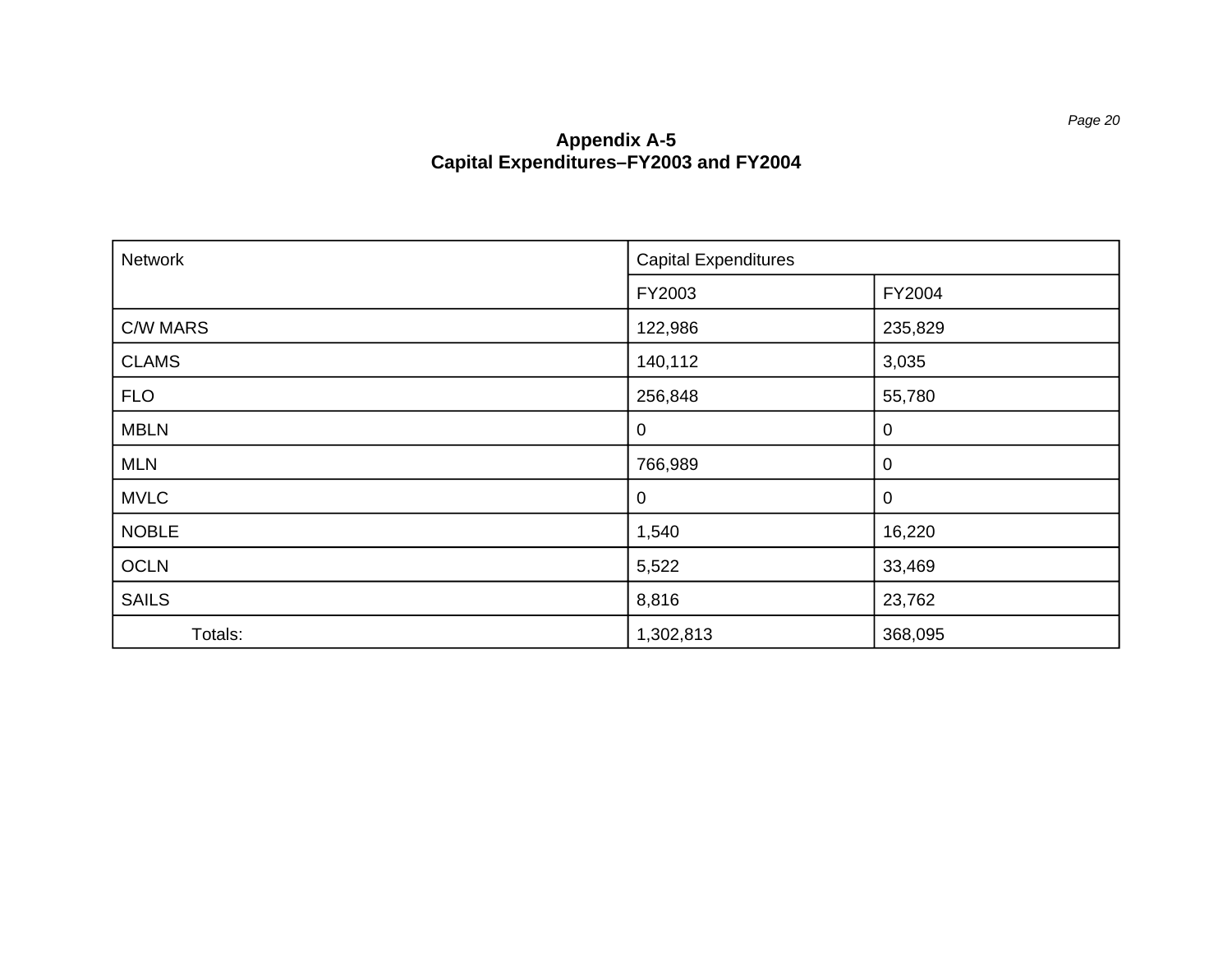# Appendix A-5
## Capital Expenditures–FY2003 and FY2004

| Network | Capital Expenditures | |
|---|---|---|
| | FY2003 | FY2004 |
| C/W MARS | 122,986 | 235,829 |
| CLAMS | 140,112 | 3,035 |
| FLO | 256,848 | 55,780 |
| MBLN | 0 | 0 |
| MLN | 766,989 | 0 |
| MVLC | 0 | 0 |
| NOBLE | 1,540 | 16,220 |
| OCLN | 5,522 | 33,469 |
| SAILS | 8,816 | 23,762 |
| Totals: | 1,302,813 | 368,095 |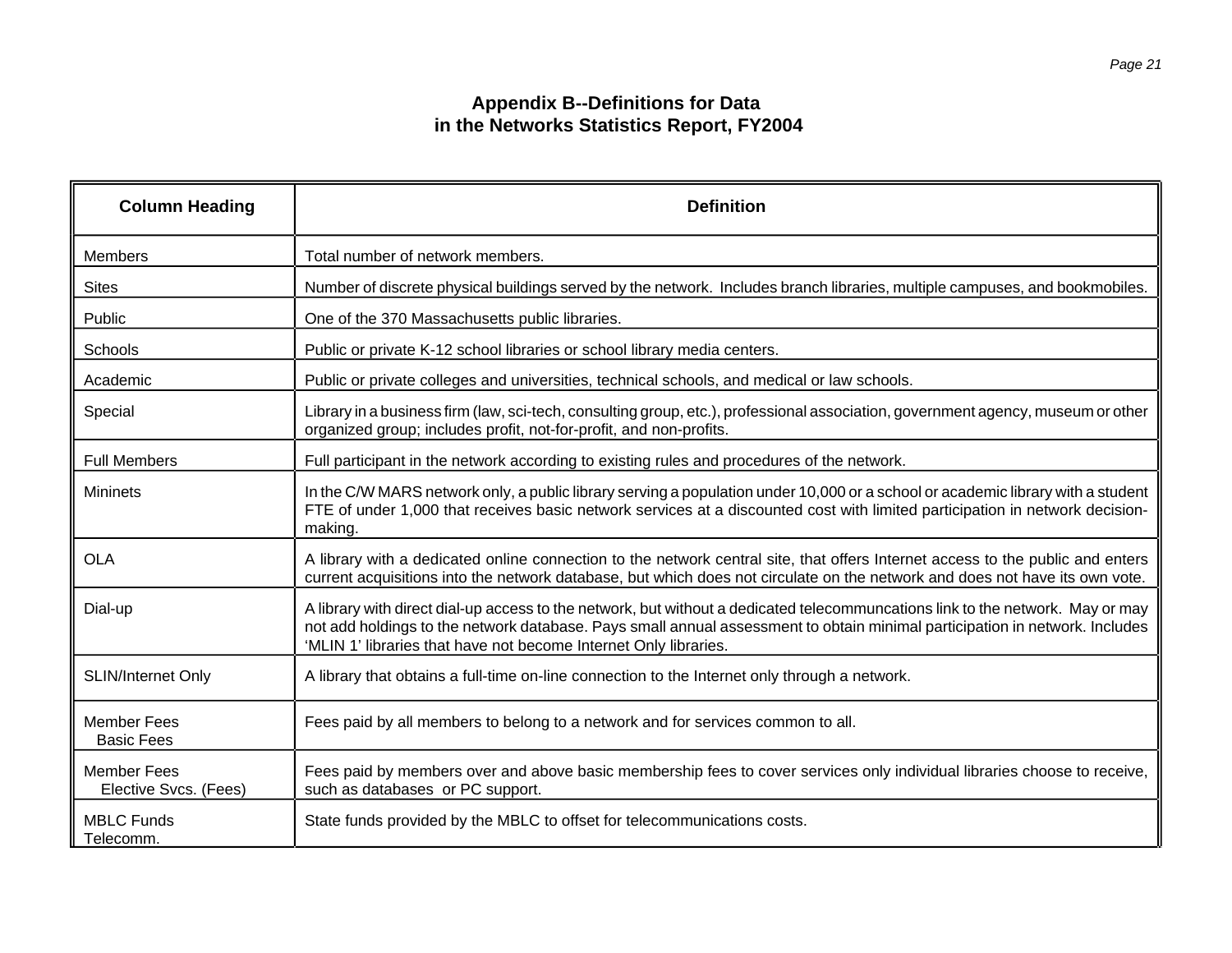# Appendix B--Definitions for Data in the Networks Statistics Report, FY2004

| Column Heading | Definition |
|---|---|
| Members | Total number of network members. |
| Sites | Number of discrete physical buildings served by the network. Includes branch libraries, multiple campuses, and bookmobiles. |
| Public | One of the 370 Massachusetts public libraries. |
| Schools | Public or private K-12 school libraries or school library media centers. |
| Academic | Public or private colleges and universities, technical schools, and medical or law schools. |
| Special | Library in a business firm (law, sci-tech, consulting group, etc.), professional association, government agency, museum or other organized group; includes profit, not-for-profit, and non-profits. |
| Full Members | Full participant in the network according to existing rules and procedures of the network. |
| Mininets | In the C/W MARS network only, a public library serving a population under 10,000 or a school or academic library with a student FTE of under 1,000 that receives basic network services at a discounted cost with limited participation in network decision-making. |
| OLA | A library with a dedicated online connection to the network central site, that offers Internet access to the public and enters current acquisitions into the network database, but which does not circulate on the network and does not have its own vote. |
| Dial-up | A library with direct dial-up access to the network, but without a dedicated telecommuncations link to the network. May or may not add holdings to the network database. Pays small annual assessment to obtain minimal participation in network. Includes 'MLIN 1' libraries that have not become Internet Only libraries. |
| SLIN/Internet Only | A library that obtains a full-time on-line connection to the Internet only through a network. |
| Member Fees Basic Fees | Fees paid by all members to belong to a network and for services common to all. |
| Member Fees Elective Svcs. (Fees) | Fees paid by members over and above basic membership fees to cover services only individual libraries choose to receive, such as databases or PC support. |
| MBLC Funds Telecomm. | State funds provided by the MBLC to offset for telecommunications costs. |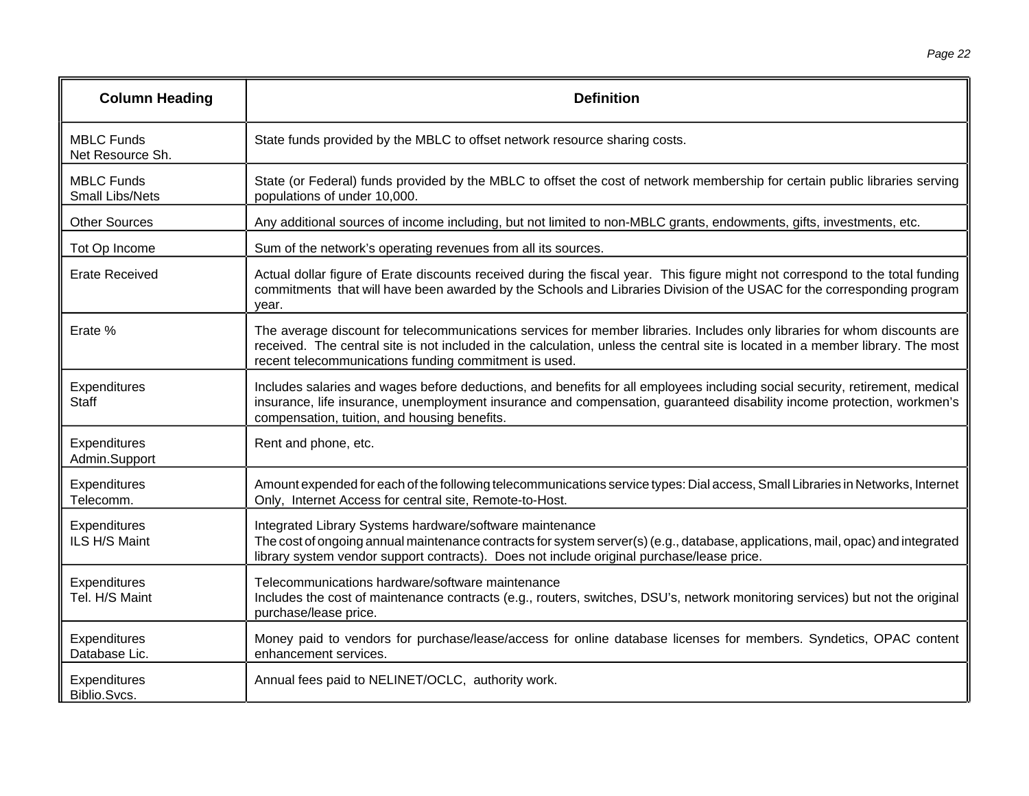| Column Heading | Definition |
|---|---|
| MBLC Funds Net Resource Sh. | State funds provided by the MBLC to offset network resource sharing costs. |
| MBLC Funds Small Libs/Nets | State (or Federal) funds provided by the MBLC to offset the cost of network membership for certain public libraries serving populations of under 10,000. |
| Other Sources | Any additional sources of income including, but not limited to non-MBLC grants, endowments, gifts, investments, etc. |
| Tot Op Income | Sum of the network's operating revenues from all its sources. |
| Erate Received | Actual dollar figure of Erate discounts received during the fiscal year. This figure might not correspond to the total funding commitments that will have been awarded by the Schools and Libraries Division of the USAC for the corresponding program year. |
| Erate % | The average discount for telecommunications services for member libraries. Includes only libraries for whom discounts are received. The central site is not included in the calculation, unless the central site is located in a member library. The most recent telecommunications funding commitment is used. |
| Expenditures Staff | Includes salaries and wages before deductions, and benefits for all employees including social security, retirement, medical insurance, life insurance, unemployment insurance and compensation, guaranteed disability income protection, workmen's compensation, tuition, and housing benefits. |
| Expenditures Admin.Support | Rent and phone, etc. |
| Expenditures Telecomm. | Amount expended for each of the following telecommunications service types: Dial access, Small Libraries in Networks, Internet Only, Internet Access for central site, Remote-to-Host. |
| Expenditures ILS H/S Maint | Integrated Library Systems hardware/software maintenance<br>The cost of ongoing annual maintenance contracts for system server(s) (e.g., database, applications, mail, opac) and integrated library system vendor support contracts). Does not include original purchase/lease price. |
| Expenditures Tel. H/S Maint | Telecommunications hardware/software maintenance<br>Includes the cost of maintenance contracts (e.g., routers, switches, DSU's, network monitoring services) but not the original purchase/lease price. |
| Expenditures Database Lic. | Money paid to vendors for purchase/lease/access for online database licenses for members. Syndetics, OPAC content enhancement services. |
| Expenditures Biblio.Svcs. | Annual fees paid to NELINET/OCLC, authority work. |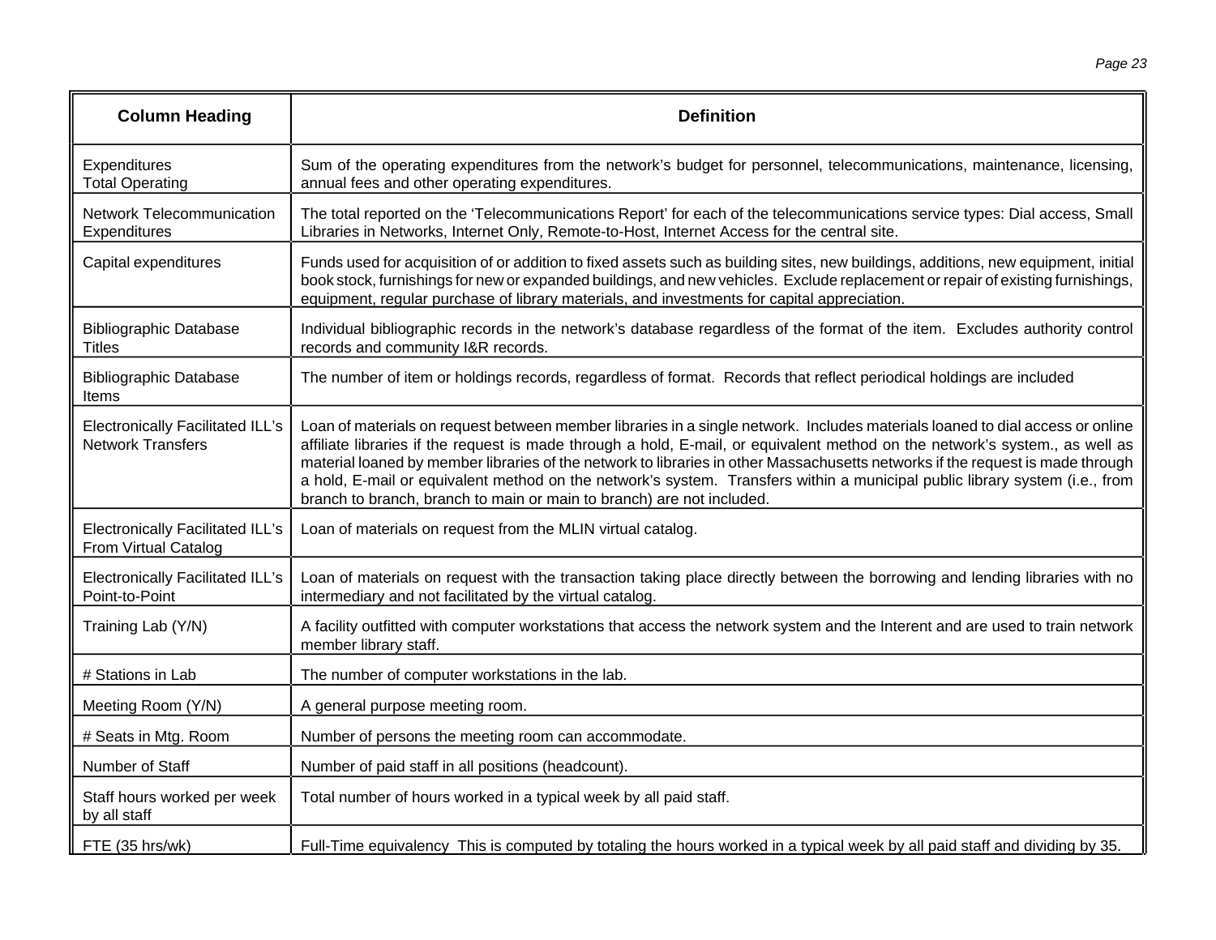| Column Heading | Definition |
|---|---|
| Expenditures Total Operating | Sum of the operating expenditures from the network's budget for personnel, telecommunications, maintenance, licensing, annual fees and other operating expenditures. |
| Network Telecommunication Expenditures | The total reported on the 'Telecommunications Report' for each of the telecommunications service types: Dial access, Small Libraries in Networks, Internet Only, Remote-to-Host, Internet Access for the central site. |
| Capital expenditures | Funds used for acquisition of or addition to fixed assets such as building sites, new buildings, additions, new equipment, initial book stock, furnishings for new or expanded buildings, and new vehicles. Exclude replacement or repair of existing furnishings, equipment, regular purchase of library materials, and investments for capital appreciation. |
| Bibliographic Database Titles | Individual bibliographic records in the network's database regardless of the format of the item. Excludes authority control records and community I&R records. |
| Bibliographic Database Items | The number of item or holdings records, regardless of format. Records that reflect periodical holdings are included |
| Electronically Facilitated ILL's Network Transfers | Loan of materials on request between member libraries in a single network. Includes materials loaned to dial access or online affiliate libraries if the request is made through a hold, E-mail, or equivalent method on the network's system., as well as material loaned by member libraries of the network to libraries in other Massachusetts networks if the request is made through a hold, E-mail or equivalent method on the network's system. Transfers within a municipal public library system (i.e., from branch to branch, branch to main or main to branch) are not included. |
| Electronically Facilitated ILL's From Virtual Catalog | Loan of materials on request from the MLIN virtual catalog. |
| Electronically Facilitated ILL's Point-to-Point | Loan of materials on request with the transaction taking place directly between the borrowing and lending libraries with no intermediary and not facilitated by the virtual catalog. |
| Training Lab (Y/N) | A facility outfitted with computer workstations that access the network system and the Interent and are used to train network member library staff. |
| # Stations in Lab | The number of computer workstations in the lab. |
| Meeting Room (Y/N) | A general purpose meeting room. |
| # Seats in Mtg. Room | Number of persons the meeting room can accommodate. |
| Number of Staff | Number of paid staff in all positions (headcount). |
| Staff hours worked per week by all staff | Total number of hours worked in a typical week by all paid staff. |
| FTE (35 hrs/wk) | Full-Time equivalency This is computed by totaling the hours worked in a typical week by all paid staff and dividing by 35. |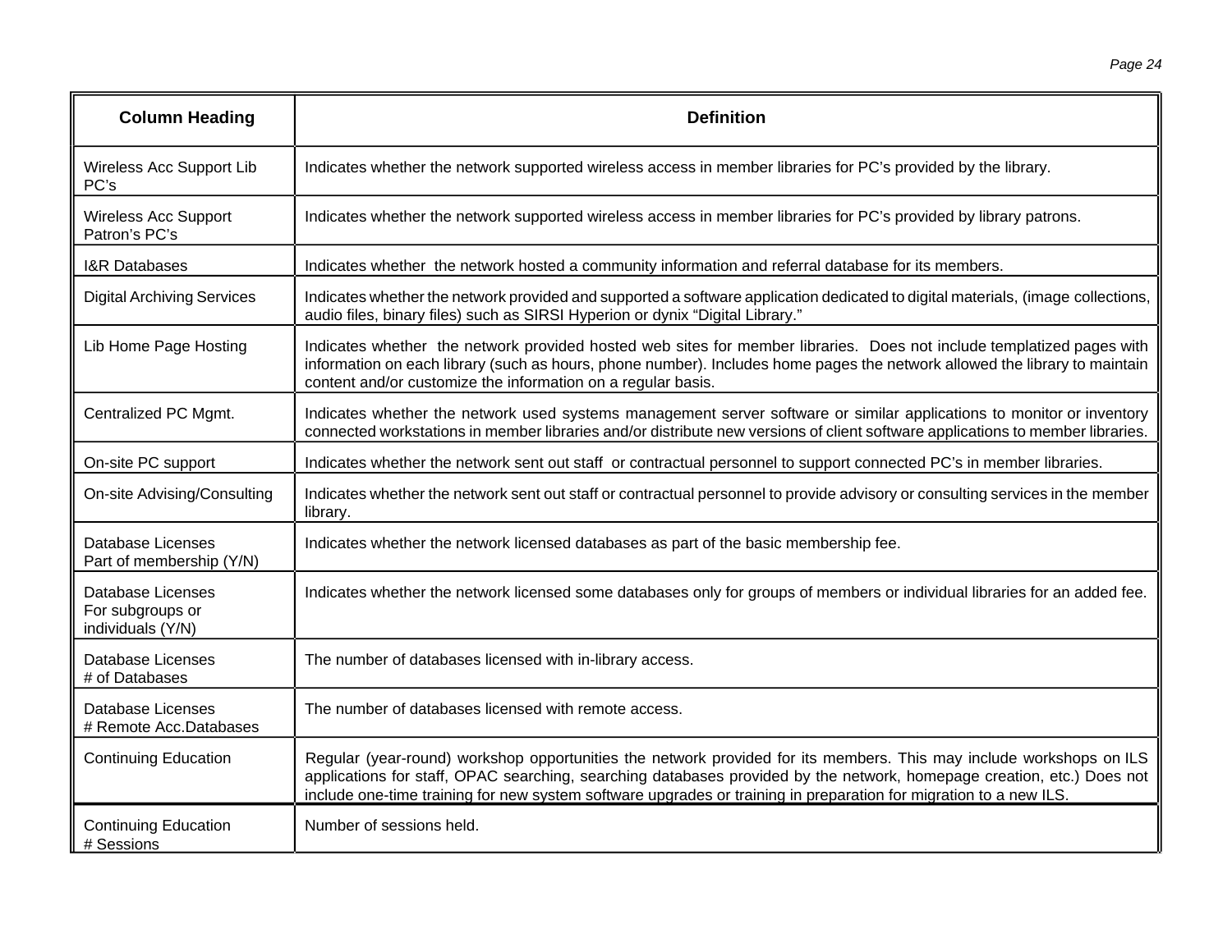| Column Heading | Definition |
|---|---|
| Wireless Acc Support Lib PC's | Indicates whether the network supported wireless access in member libraries for PC's provided by the library. |
| Wireless Acc Support Patron's PC's | Indicates whether the network supported wireless access in member libraries for PC's provided by library patrons. |
| I&R Databases | Indicates whether the network hosted a community information and referral database for its members. |
| Digital Archiving Services | Indicates whether the network provided and supported a software application dedicated to digital materials, (image collections, audio files, binary files) such as SIRSI Hyperion or dynix "Digital Library." |
| Lib Home Page Hosting | Indicates whether the network provided hosted web sites for member libraries. Does not include templatized pages with information on each library (such as hours, phone number). Includes home pages the network allowed the library to maintain content and/or customize the information on a regular basis. |
| Centralized PC Mgmt. | Indicates whether the network used systems management server software or similar applications to monitor or inventory connected workstations in member libraries and/or distribute new versions of client software applications to member libraries. |
| On-site PC support | Indicates whether the network sent out staff or contractual personnel to support connected PC's in member libraries. |
| On-site Advising/Consulting | Indicates whether the network sent out staff or contractual personnel to provide advisory or consulting services in the member library. |
| Database Licenses Part of membership (Y/N) | Indicates whether the network licensed databases as part of the basic membership fee. |
| Database Licenses For subgroups or individuals (Y/N) | Indicates whether the network licensed some databases only for groups of members or individual libraries for an added fee. |
| Database Licenses # of Databases | The number of databases licensed with in-library access. |
| Database Licenses # Remote Acc.Databases | The number of databases licensed with remote access. |
| Continuing Education | Regular (year-round) workshop opportunities the network provided for its members. This may include workshops on ILS applications for staff, OPAC searching, searching databases provided by the network, homepage creation, etc.) Does not include one-time training for new system software upgrades or training in preparation for migration to a new ILS. |
| Continuing Education # Sessions | Number of sessions held. |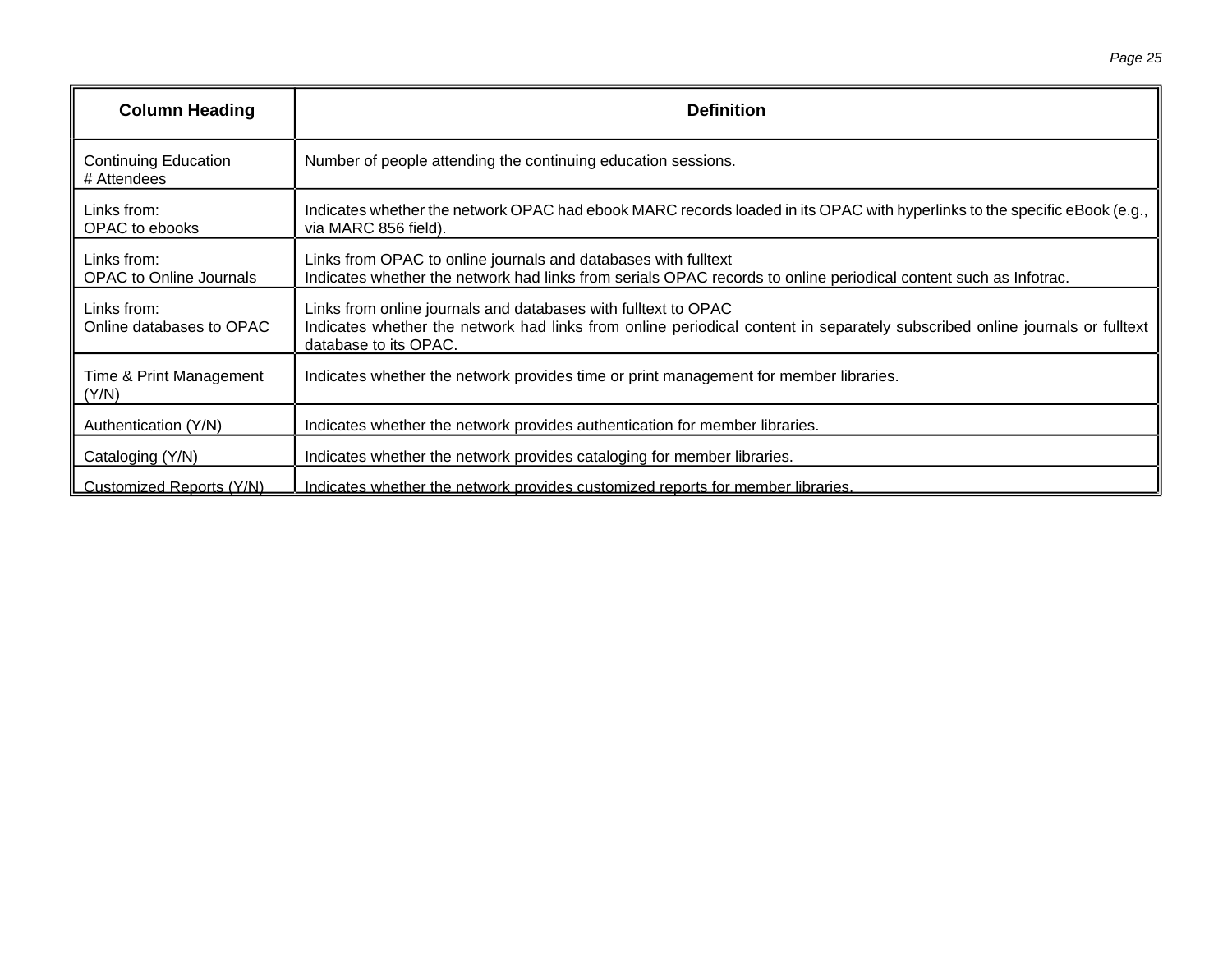| Column Heading | Definition |
| --- | --- |
| Continuing Education # Attendees | Number of people attending the continuing education sessions. |
| Links from: OPAC to ebooks | Indicates whether the network OPAC had ebook MARC records loaded in its OPAC with hyperlinks to the specific eBook (e.g., via MARC 856 field). |
| Links from: OPAC to Online Journals | Links from OPAC to online journals and databases with fulltext Indicates whether the network had links from serials OPAC records to online periodical content such as Infotrac. |
| Links from: Online databases to OPAC | Links from online journals and databases with fulltext to OPAC Indicates whether the network had links from online periodical content in separately subscribed online journals or fulltext database to its OPAC. |
| Time & Print Management (Y/N) | Indicates whether the network provides time or print management for member libraries. |
| Authentication (Y/N) | Indicates whether the network provides authentication for member libraries. |
| Cataloging (Y/N) | Indicates whether the network provides cataloging for member libraries. |
| Customized Reports (Y/N) | Indicates whether the network provides customized reports for member libraries. |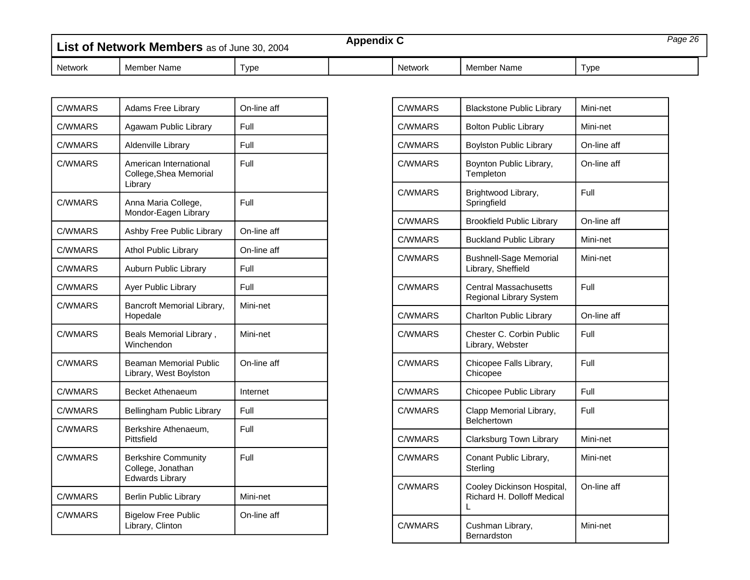## List of Network Members as of June 30, 2004

**Appendix C**

| Network | Member Name | Type |
|---|---|---|
| C/WMARS | Adams Free Library | On-line aff |
| C/WMARS | Agawam Public Library | Full |
| C/WMARS | Aldenville Library | Full |
| C/WMARS | American International College,Shea Memorial Library | Full |
| C/WMARS | Anna Maria College, Mondor-Eagen Library | Full |
| C/WMARS | Ashby Free Public Library | On-line aff |
| C/WMARS | Athol Public Library | On-line aff |
| C/WMARS | Auburn Public Library | Full |
| C/WMARS | Ayer Public Library | Full |
| C/WMARS | Bancroft Memorial Library, Hopedale | Mini-net |
| C/WMARS | Beals Memorial Library , Winchendon | Mini-net |
| C/WMARS | Beaman Memorial Public Library, West Boylston | On-line aff |
| C/WMARS | Becket Athenaeum | Internet |
| C/WMARS | Bellingham Public Library | Full |
| C/WMARS | Berkshire Athenaeum, Pittsfield | Full |
| C/WMARS | Berkshire Community College, Jonathan Edwards Library | Full |
| C/WMARS | Berlin Public Library | Mini-net |
| C/WMARS | Bigelow Free Public Library, Clinton | On-line aff |
| C/WMARS | Blackstone Public Library | Mini-net |
| C/WMARS | Bolton Public Library | Mini-net |
| C/WMARS | Boylston Public Library | On-line aff |
| C/WMARS | Boynton Public Library, Templeton | On-line aff |
| C/WMARS | Brightwood Library, Springfield | Full |
| C/WMARS | Brookfield Public Library | On-line aff |
| C/WMARS | Buckland Public Library | Mini-net |
| C/WMARS | Bushnell-Sage Memorial Library, Sheffield | Mini-net |
| C/WMARS | Central Massachusetts Regional Library System | Full |
| C/WMARS | Charlton Public Library | On-line aff |
| C/WMARS | Chester C. Corbin Public Library, Webster | Full |
| C/WMARS | Chicopee Falls Library, Chicopee | Full |
| C/WMARS | Chicopee Public Library | Full |
| C/WMARS | Clapp Memorial Library, Belchertown | Full |
| C/WMARS | Clarksburg Town Library | Mini-net |
| C/WMARS | Conant Public Library, Sterling | Mini-net |
| C/WMARS | Cooley Dickinson Hospital, Richard H. Dolloff Medical L | On-line aff |
| C/WMARS | Cushman Library, Bernardston | Mini-net |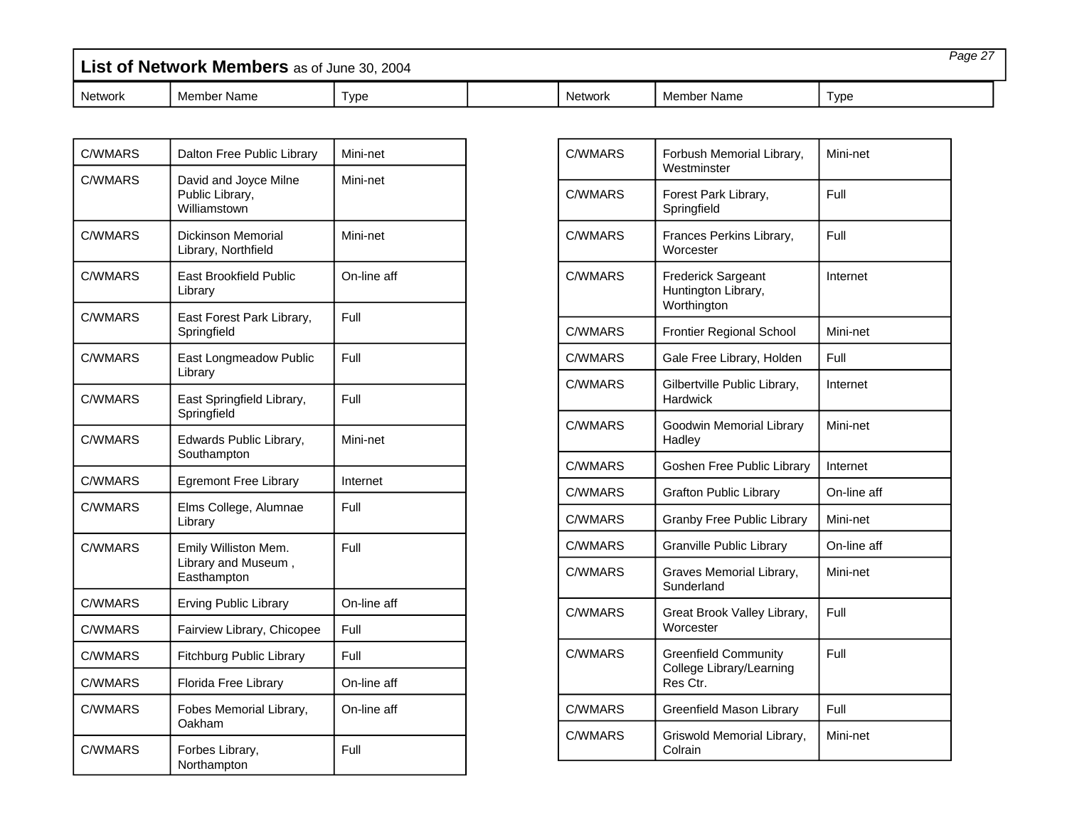## **List of Network Members** as of June 30, 2004

| Network | Member Name | Type |
|---|---|---|
| C/WMARS | Dalton Free Public Library | Mini-net |
| C/WMARS | David and Joyce Milne Public Library, Williamstown | Mini-net |
| C/WMARS | Dickinson Memorial Library, Northfield | Mini-net |
| C/WMARS | East Brookfield Public Library | On-line aff |
| C/WMARS | East Forest Park Library, Springfield | Full |
| C/WMARS | East Longmeadow Public Library | Full |
| C/WMARS | East Springfield Library, Springfield | Full |
| C/WMARS | Edwards Public Library, Southampton | Mini-net |
| C/WMARS | Egremont Free Library | Internet |
| C/WMARS | Elms College, Alumnae Library | Full |
| C/WMARS | Emily Williston Mem. Library and Museum , Easthampton | Full |
| C/WMARS | Erving Public Library | On-line aff |
| C/WMARS | Fairview Library, Chicopee | Full |
| C/WMARS | Fitchburg Public Library | Full |
| C/WMARS | Florida Free Library | On-line aff |
| C/WMARS | Fobes Memorial Library, Oakham | On-line aff |
| C/WMARS | Forbes Library, Northampton | Full |
| C/WMARS | Forbush Memorial Library, Westminster | Mini-net |
| C/WMARS | Forest Park Library, Springfield | Full |
| C/WMARS | Frances Perkins Library, Worcester | Full |
| C/WMARS | Frederick Sargeant Huntington Library, Worthington | Internet |
| C/WMARS | Frontier Regional School | Mini-net |
| C/WMARS | Gale Free Library, Holden | Full |
| C/WMARS | Gilbertville Public Library, Hardwick | Internet |
| C/WMARS | Goodwin Memorial Library Hadley | Mini-net |
| C/WMARS | Goshen Free Public Library | Internet |
| C/WMARS | Grafton Public Library | On-line aff |
| C/WMARS | Granby Free Public Library | Mini-net |
| C/WMARS | Granville Public Library | On-line aff |
| C/WMARS | Graves Memorial Library, Sunderland | Mini-net |
| C/WMARS | Great Brook Valley Library, Worcester | Full |
| C/WMARS | Greenfield Community College Library/Learning Res Ctr. | Full |
| C/WMARS | Greenfield Mason Library | Full |
| C/WMARS | Griswold Memorial Library, Colrain | Mini-net |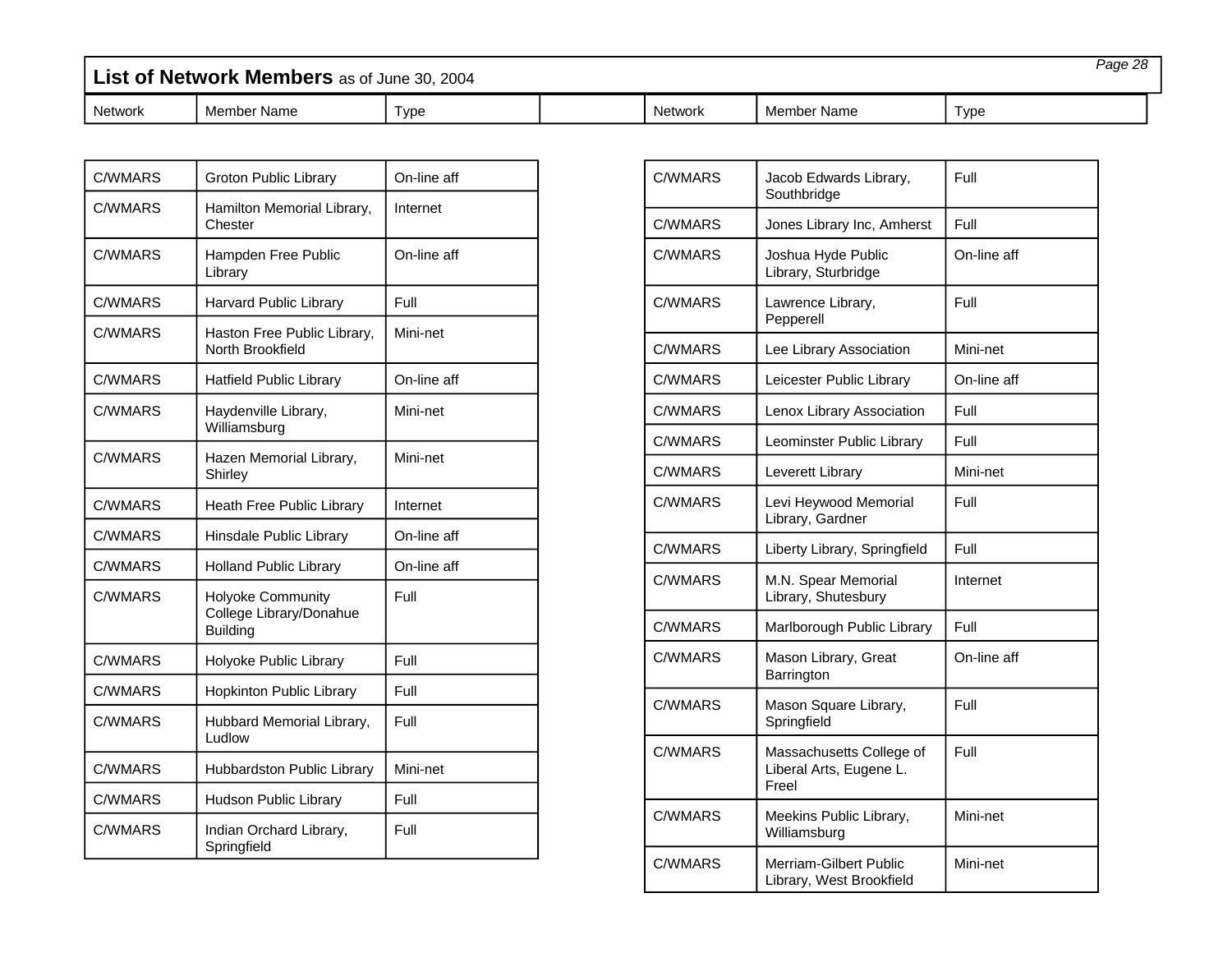## List of Network Members as of June 30, 2004

| Network | Member Name | Type |
|---|---|---|
| C/WMARS | Groton Public Library | On-line aff |
| C/WMARS | Hamilton Memorial Library, Chester | Internet |
| C/WMARS | Hampden Free Public Library | On-line aff |
| C/WMARS | Harvard Public Library | Full |
| C/WMARS | Haston Free Public Library, North Brookfield | Mini-net |
| C/WMARS | Hatfield Public Library | On-line aff |
| C/WMARS | Haydenville Library, Williamsburg | Mini-net |
| C/WMARS | Hazen Memorial Library, Shirley | Mini-net |
| C/WMARS | Heath Free Public Library | Internet |
| C/WMARS | Hinsdale Public Library | On-line aff |
| C/WMARS | Holland Public Library | On-line aff |
| C/WMARS | Holyoke Community College Library/Donahue Building | Full |
| C/WMARS | Holyoke Public Library | Full |
| C/WMARS | Hopkinton Public Library | Full |
| C/WMARS | Hubbard Memorial Library, Ludlow | Full |
| C/WMARS | Hubbardston Public Library | Mini-net |
| C/WMARS | Hudson Public Library | Full |
| C/WMARS | Indian Orchard Library, Springfield | Full |
| C/WMARS | Jacob Edwards Library, Southbridge | Full |
| C/WMARS | Jones Library Inc, Amherst | Full |
| C/WMARS | Joshua Hyde Public Library, Sturbridge | On-line aff |
| C/WMARS | Lawrence Library, Pepperell | Full |
| C/WMARS | Lee Library Association | Mini-net |
| C/WMARS | Leicester Public Library | On-line aff |
| C/WMARS | Lenox Library Association | Full |
| C/WMARS | Leominster Public Library | Full |
| C/WMARS | Leverett Library | Mini-net |
| C/WMARS | Levi Heywood Memorial Library, Gardner | Full |
| C/WMARS | Liberty Library, Springfield | Full |
| C/WMARS | M.N. Spear Memorial Library, Shutesbury | Internet |
| C/WMARS | Marlborough Public Library | Full |
| C/WMARS | Mason Library, Great Barrington | On-line aff |
| C/WMARS | Mason Square Library, Springfield | Full |
| C/WMARS | Massachusetts College of Liberal Arts, Eugene L. Freel | Full |
| C/WMARS | Meekins Public Library, Williamsburg | Mini-net |
| C/WMARS | Merriam-Gilbert Public Library, West Brookfield | Mini-net |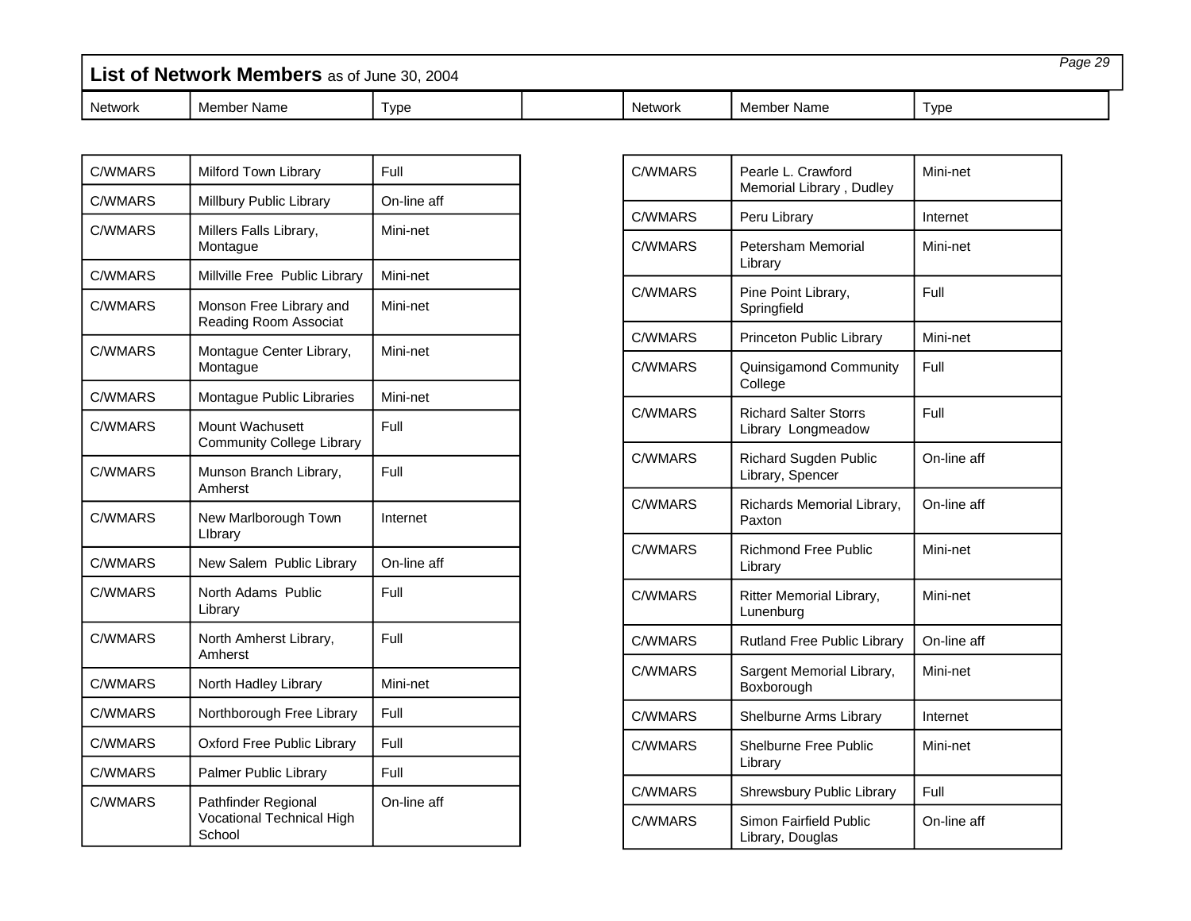## List of Network Members as of June 30, 2004

| Network | Member Name | Type |
|---|---|---|
| C/WMARS | Milford Town Library | Full |
| C/WMARS | Millbury Public Library | On-line aff |
| C/WMARS | Millers Falls Library, Montague | Mini-net |
| C/WMARS | Millville Free Public Library | Mini-net |
| C/WMARS | Monson Free Library and Reading Room Associat | Mini-net |
| C/WMARS | Montague Center Library, Montague | Mini-net |
| C/WMARS | Montague Public Libraries | Mini-net |
| C/WMARS | Mount Wachusett Community College Library | Full |
| C/WMARS | Munson Branch Library, Amherst | Full |
| C/WMARS | New Marlborough Town LIbrary | Internet |
| C/WMARS | New Salem Public Library | On-line aff |
| C/WMARS | North Adams Public Library | Full |
| C/WMARS | North Amherst Library, Amherst | Full |
| C/WMARS | North Hadley Library | Mini-net |
| C/WMARS | Northborough Free Library | Full |
| C/WMARS | Oxford Free Public Library | Full |
| C/WMARS | Palmer Public Library | Full |
| C/WMARS | Pathfinder Regional Vocational Technical High School | On-line aff |
| C/WMARS | Pearle L. Crawford Memorial Library , Dudley | Mini-net |
| C/WMARS | Peru Library | Internet |
| C/WMARS | Petersham Memorial Library | Mini-net |
| C/WMARS | Pine Point Library, Springfield | Full |
| C/WMARS | Princeton Public Library | Mini-net |
| C/WMARS | Quinsigamond Community College | Full |
| C/WMARS | Richard Salter Storrs Library Longmeadow | Full |
| C/WMARS | Richard Sugden Public Library, Spencer | On-line aff |
| C/WMARS | Richards Memorial Library, Paxton | On-line aff |
| C/WMARS | Richmond Free Public Library | Mini-net |
| C/WMARS | Ritter Memorial Library, Lunenburg | Mini-net |
| C/WMARS | Rutland Free Public Library | On-line aff |
| C/WMARS | Sargent Memorial Library, Boxborough | Mini-net |
| C/WMARS | Shelburne Arms Library | Internet |
| C/WMARS | Shelburne Free Public Library | Mini-net |
| C/WMARS | Shrewsbury Public Library | Full |
| C/WMARS | Simon Fairfield Public Library, Douglas | On-line aff |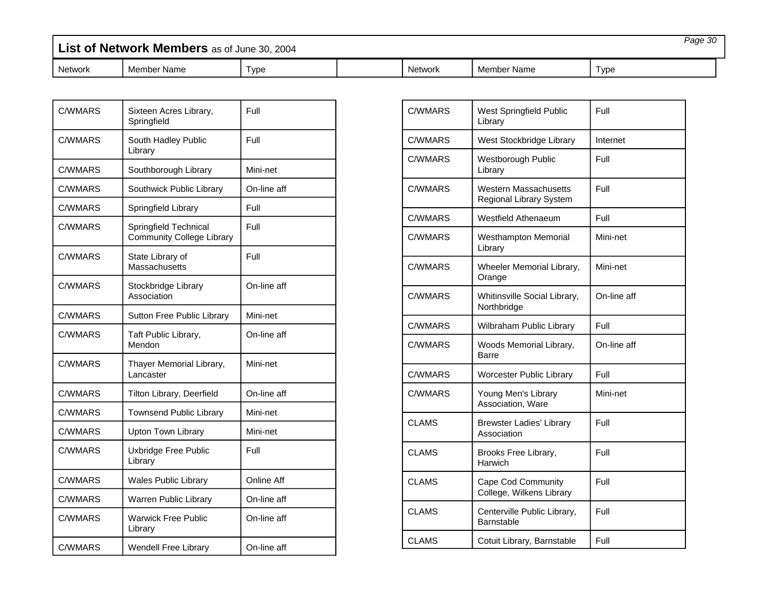## List of Network Members as of June 30, 2004

| Network | Member Name | Type |
|---|---|---|
| C/WMARS | Sixteen Acres Library, Springfield | Full |
| C/WMARS | South Hadley Public Library | Full |
| C/WMARS | Southborough Library | Mini-net |
| C/WMARS | Southwick Public Library | On-line aff |
| C/WMARS | Springfield Library | Full |
| C/WMARS | Springfield Technical Community College Library | Full |
| C/WMARS | State Library of Massachusetts | Full |
| C/WMARS | Stockbridge Library Association | On-line aff |
| C/WMARS | Sutton Free Public Library | Mini-net |
| C/WMARS | Taft Public Library, Mendon | On-line aff |
| C/WMARS | Thayer Memorial Library, Lancaster | Mini-net |
| C/WMARS | Tilton Library, Deerfield | On-line aff |
| C/WMARS | Townsend Public Library | Mini-net |
| C/WMARS | Upton Town Library | Mini-net |
| C/WMARS | Uxbridge Free Public Library | Full |
| C/WMARS | Wales Public Library | Online Aff |
| C/WMARS | Warren Public Library | On-line aff |
| C/WMARS | Warwick Free Public Library | On-line aff |
| C/WMARS | Wendell Free Library | On-line aff |
| C/WMARS | West Springfield Public Library | Full |
| C/WMARS | West Stockbridge Library | Internet |
| C/WMARS | Westborough Public Library | Full |
| C/WMARS | Western Massachusetts Regional Library System | Full |
| C/WMARS | Westfield Athenaeum | Full |
| C/WMARS | Westhampton Memorial Library | Mini-net |
| C/WMARS | Wheeler Memorial Library, Orange | Mini-net |
| C/WMARS | Whitinsville Social Library, Northbridge | On-line aff |
| C/WMARS | Wilbraham Public Library | Full |
| C/WMARS | Woods Memorial Library, Barre | On-line aff |
| C/WMARS | Worcester Public Library | Full |
| C/WMARS | Young Men's Library Association, Ware | Mini-net |
| CLAMS | Brewster Ladies' Library Association | Full |
| CLAMS | Brooks Free Library, Harwich | Full |
| CLAMS | Cape Cod Community College, Wilkens Library | Full |
| CLAMS | Centerville Public Library, Barnstable | Full |
| CLAMS | Cotuit Library, Barnstable | Full |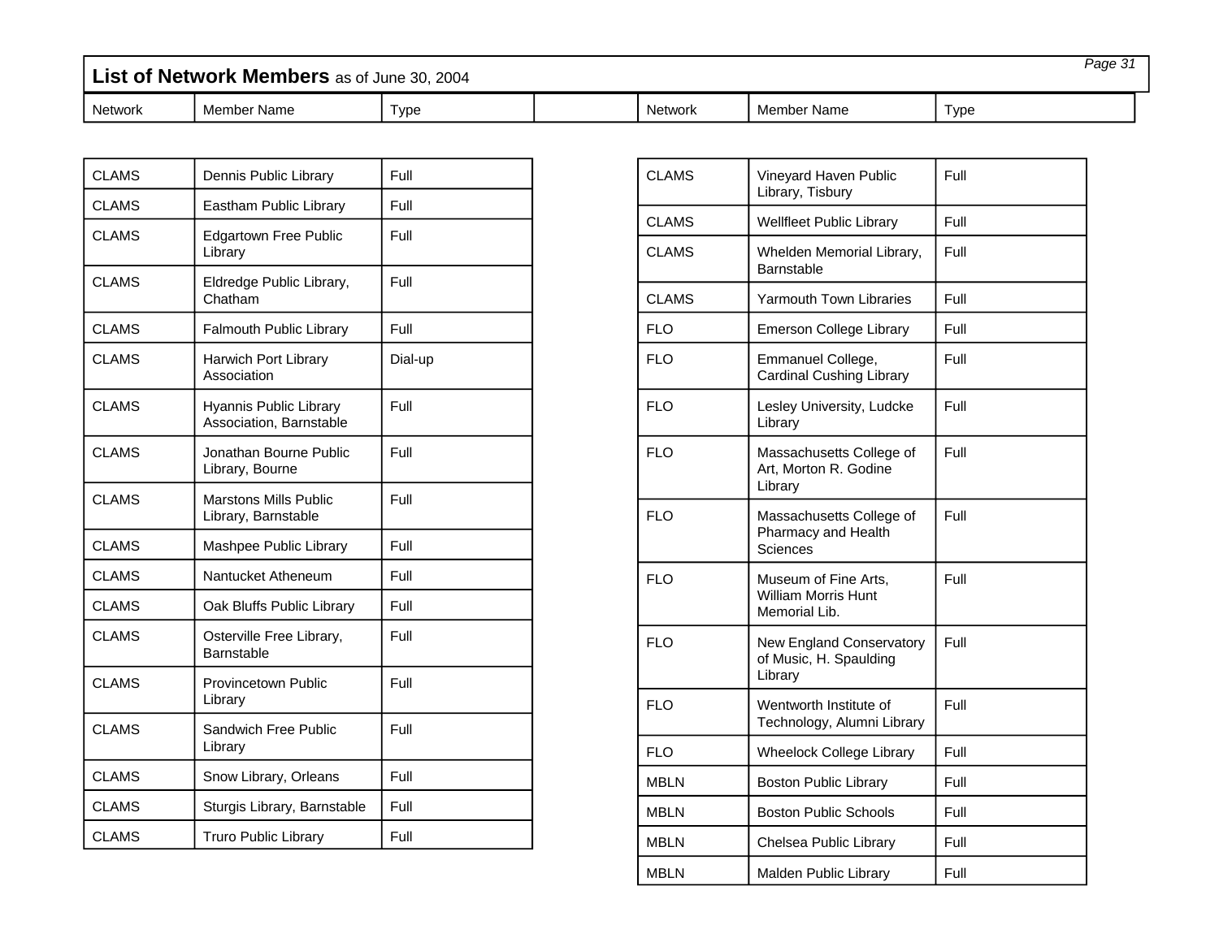# List of Network Members as of June 30, 2004

| Network | Member Name | Type |
|---|---|---|
| CLAMS | Dennis Public Library | Full |
| CLAMS | Eastham Public Library | Full |
| CLAMS | Edgartown Free Public Library | Full |
| CLAMS | Eldredge Public Library, Chatham | Full |
| CLAMS | Falmouth Public Library | Full |
| CLAMS | Harwich Port Library Association | Dial-up |
| CLAMS | Hyannis Public Library Association, Barnstable | Full |
| CLAMS | Jonathan Bourne Public Library, Bourne | Full |
| CLAMS | Marstons Mills Public Library, Barnstable | Full |
| CLAMS | Mashpee Public Library | Full |
| CLAMS | Nantucket Atheneum | Full |
| CLAMS | Oak Bluffs Public Library | Full |
| CLAMS | Osterville Free Library, Barnstable | Full |
| CLAMS | Provincetown Public Library | Full |
| CLAMS | Sandwich Free Public Library | Full |
| CLAMS | Snow Library, Orleans | Full |
| CLAMS | Sturgis Library, Barnstable | Full |
| CLAMS | Truro Public Library | Full |
| CLAMS | Vineyard Haven Public Library, Tisbury | Full |
| CLAMS | Wellfleet Public Library | Full |
| CLAMS | Whelden Memorial Library, Barnstable | Full |
| CLAMS | Yarmouth Town Libraries | Full |
| FLO | Emerson College Library | Full |
| FLO | Emmanuel College, Cardinal Cushing Library | Full |
| FLO | Lesley University, Ludcke Library | Full |
| FLO | Massachusetts College of Art, Morton R. Godine Library | Full |
| FLO | Massachusetts College of Pharmacy and Health Sciences | Full |
| FLO | Museum of Fine Arts, William Morris Hunt Memorial Lib. | Full |
| FLO | New England Conservatory of Music, H. Spaulding Library | Full |
| FLO | Wentworth Institute of Technology, Alumni Library | Full |
| FLO | Wheelock College Library | Full |
| MBLN | Boston Public Library | Full |
| MBLN | Boston Public Schools | Full |
| MBLN | Chelsea Public Library | Full |
| MBLN | Malden Public Library | Full |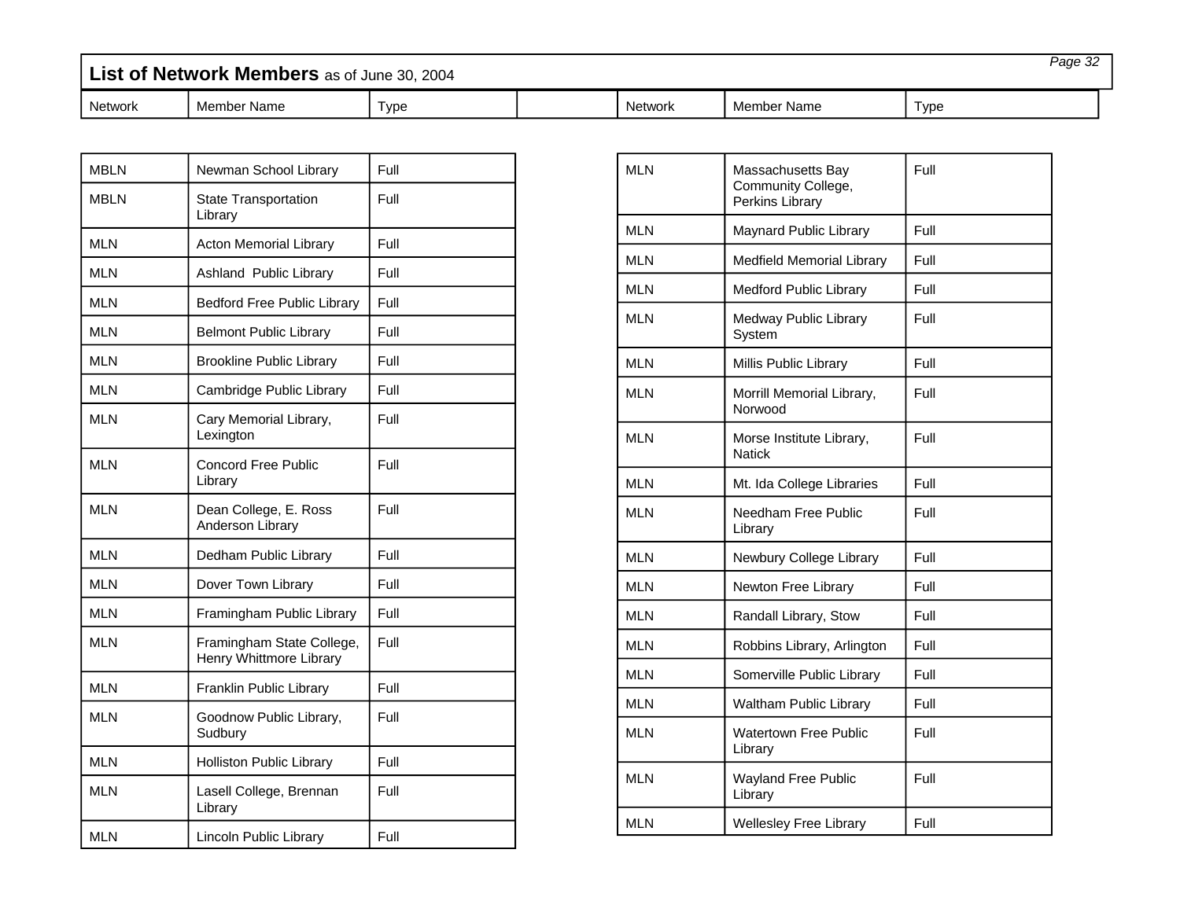## List of Network Members as of June 30, 2004

| Network | Member Name | Type |
|---|---|---|
| MBLN | Newman School Library | Full |
| MBLN | State Transportation Library | Full |
| MLN | Acton Memorial Library | Full |
| MLN | Ashland Public Library | Full |
| MLN | Bedford Free Public Library | Full |
| MLN | Belmont Public Library | Full |
| MLN | Brookline Public Library | Full |
| MLN | Cambridge Public Library | Full |
| MLN | Cary Memorial Library, Lexington | Full |
| MLN | Concord Free Public Library | Full |
| MLN | Dean College, E. Ross Anderson Library | Full |
| MLN | Dedham Public Library | Full |
| MLN | Dover Town Library | Full |
| MLN | Framingham Public Library | Full |
| MLN | Framingham State College, Henry Whittmore Library | Full |
| MLN | Franklin Public Library | Full |
| MLN | Goodnow Public Library, Sudbury | Full |
| MLN | Holliston Public Library | Full |
| MLN | Lasell College, Brennan Library | Full |
| MLN | Lincoln Public Library | Full |
| MLN | Massachusetts Bay Community College, Perkins Library | Full |
| MLN | Maynard Public Library | Full |
| MLN | Medfield Memorial Library | Full |
| MLN | Medford Public Library | Full |
| MLN | Medway Public Library System | Full |
| MLN | Millis Public Library | Full |
| MLN | Morrill Memorial Library, Norwood | Full |
| MLN | Morse Institute Library, Natick | Full |
| MLN | Mt. Ida College Libraries | Full |
| MLN | Needham Free Public Library | Full |
| MLN | Newbury College Library | Full |
| MLN | Newton Free Library | Full |
| MLN | Randall Library, Stow | Full |
| MLN | Robbins Library, Arlington | Full |
| MLN | Somerville Public Library | Full |
| MLN | Waltham Public Library | Full |
| MLN | Watertown Free Public Library | Full |
| MLN | Wayland Free Public Library | Full |
| MLN | Wellesley Free Library | Full |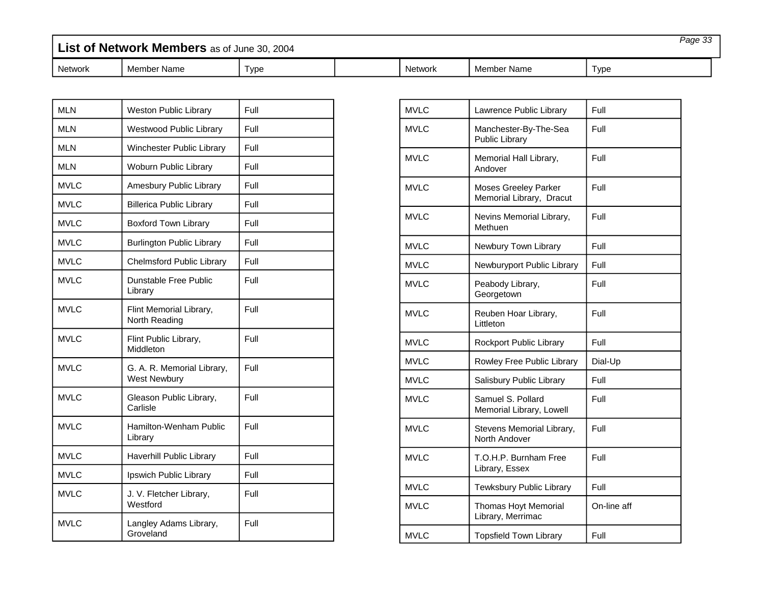## List of Network Members as of June 30, 2004

| Network | Member Name | Type |
|---|---|---|
| MLN | Weston Public Library | Full |
| MLN | Westwood Public Library | Full |
| MLN | Winchester Public Library | Full |
| MLN | Woburn Public Library | Full |
| MVLC | Amesbury Public Library | Full |
| MVLC | Billerica Public Library | Full |
| MVLC | Boxford Town Library | Full |
| MVLC | Burlington Public Library | Full |
| MVLC | Chelmsford Public Library | Full |
| MVLC | Dunstable Free Public Library | Full |
| MVLC | Flint Memorial Library, North Reading | Full |
| MVLC | Flint Public Library, Middleton | Full |
| MVLC | G. A. R. Memorial Library, West Newbury | Full |
| MVLC | Gleason Public Library, Carlisle | Full |
| MVLC | Hamilton-Wenham Public Library | Full |
| MVLC | Haverhill Public Library | Full |
| MVLC | Ipswich Public Library | Full |
| MVLC | J. V. Fletcher Library, Westford | Full |
| MVLC | Langley Adams Library, Groveland | Full |
| MVLC | Lawrence Public Library | Full |
| MVLC | Manchester-By-The-Sea Public Library | Full |
| MVLC | Memorial Hall Library, Andover | Full |
| MVLC | Moses Greeley Parker Memorial Library, Dracut | Full |
| MVLC | Nevins Memorial Library, Methuen | Full |
| MVLC | Newbury Town Library | Full |
| MVLC | Newburyport Public Library | Full |
| MVLC | Peabody Library, Georgetown | Full |
| MVLC | Reuben Hoar Library, Littleton | Full |
| MVLC | Rockport Public Library | Full |
| MVLC | Rowley Free Public Library | Dial-Up |
| MVLC | Salisbury Public Library | Full |
| MVLC | Samuel S. Pollard Memorial Library, Lowell | Full |
| MVLC | Stevens Memorial Library, North Andover | Full |
| MVLC | T.O.H.P. Burnham Free Library, Essex | Full |
| MVLC | Tewksbury Public Library | Full |
| MVLC | Thomas Hoyt Memorial Library, Merrimac | On-line aff |
| MVLC | Topsfield Town Library | Full |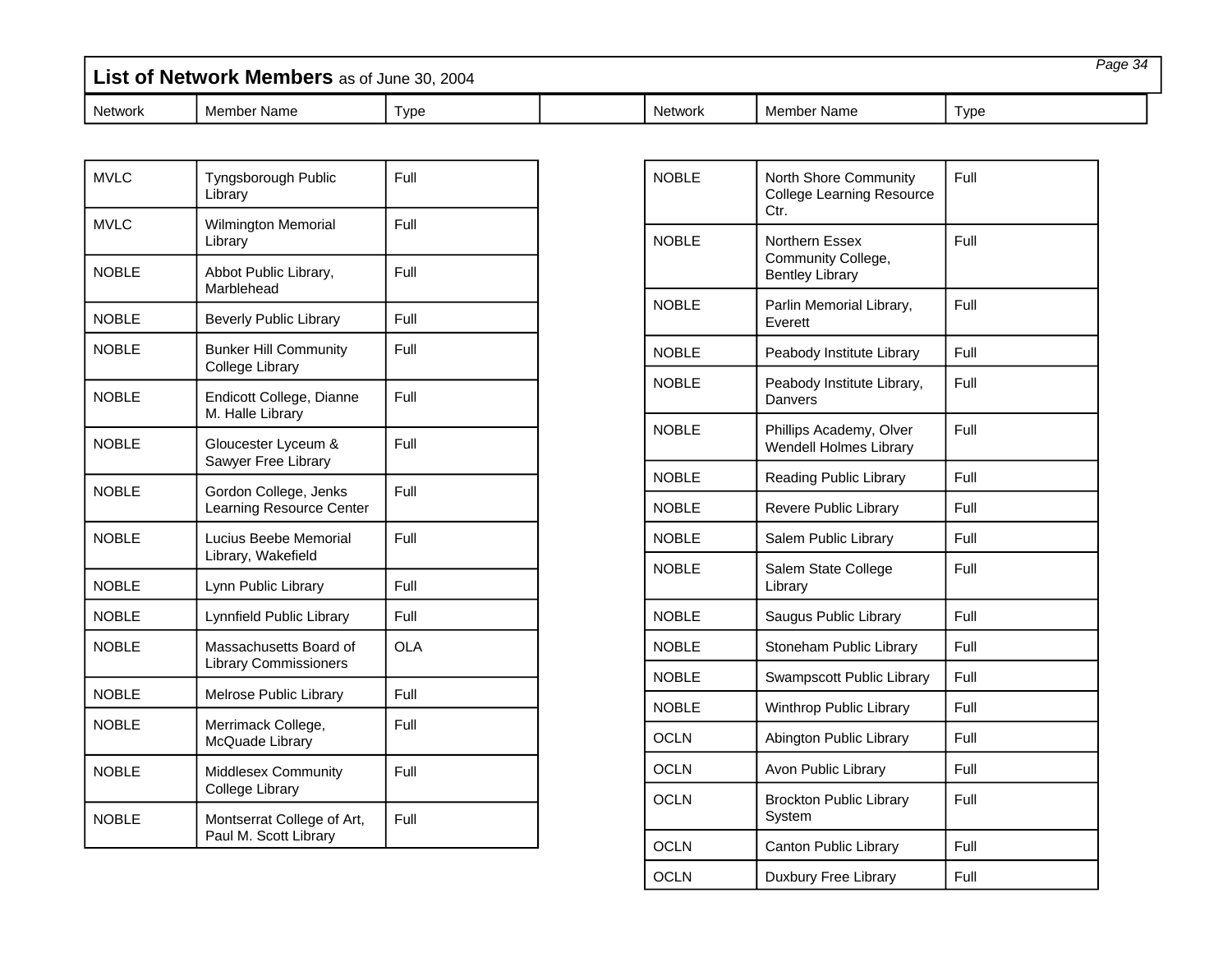## List of Network Members as of June 30, 2004

| Network | Member Name | Type |
|---|---|---|
| MVLC | Tyngsborough Public Library | Full |
| MVLC | Wilmington Memorial Library | Full |
| NOBLE | Abbot Public Library, Marblehead | Full |
| NOBLE | Beverly Public Library | Full |
| NOBLE | Bunker Hill Community College Library | Full |
| NOBLE | Endicott College, Dianne M. Halle Library | Full |
| NOBLE | Gloucester Lyceum & Sawyer Free Library | Full |
| NOBLE | Gordon College, Jenks Learning Resource Center | Full |
| NOBLE | Lucius Beebe Memorial Library, Wakefield | Full |
| NOBLE | Lynn Public Library | Full |
| NOBLE | Lynnfield Public Library | Full |
| NOBLE | Massachusetts Board of Library Commissioners | OLA |
| NOBLE | Melrose Public Library | Full |
| NOBLE | Merrimack College, McQuade Library | Full |
| NOBLE | Middlesex Community College Library | Full |
| NOBLE | Montserrat College of Art, Paul M. Scott Library | Full |
| NOBLE | North Shore Community College Learning Resource Ctr. | Full |
| NOBLE | Northern Essex Community College, Bentley Library | Full |
| NOBLE | Parlin Memorial Library, Everett | Full |
| NOBLE | Peabody Institute Library | Full |
| NOBLE | Peabody Institute Library, Danvers | Full |
| NOBLE | Phillips Academy, Olver Wendell Holmes Library | Full |
| NOBLE | Reading Public Library | Full |
| NOBLE | Revere Public Library | Full |
| NOBLE | Salem Public Library | Full |
| NOBLE | Salem State College Library | Full |
| NOBLE | Saugus Public Library | Full |
| NOBLE | Stoneham Public Library | Full |
| NOBLE | Swampscott Public Library | Full |
| NOBLE | Winthrop Public Library | Full |
| OCLN | Abington Public Library | Full |
| OCLN | Avon Public Library | Full |
| OCLN | Brockton Public Library System | Full |
| OCLN | Canton Public Library | Full |
| OCLN | Duxbury Free Library | Full |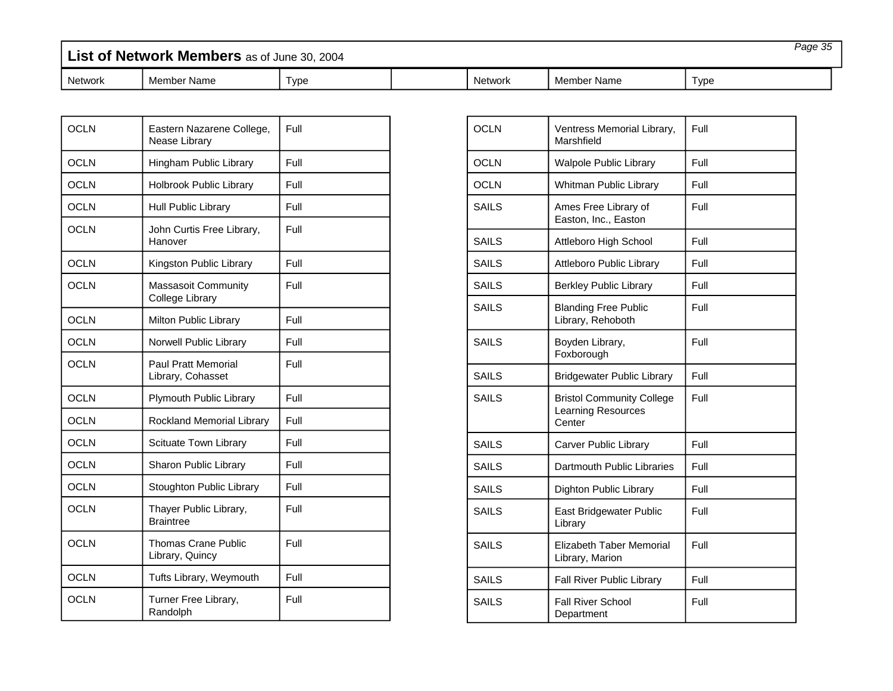## List of Network Members as of June 30, 2004

| Network | Member Name | Type |
|---|---|---|
| OCLN | Eastern Nazarene College, Nease Library | Full |
| OCLN | Hingham Public Library | Full |
| OCLN | Holbrook Public Library | Full |
| OCLN | Hull Public Library | Full |
| OCLN | John Curtis Free Library, Hanover | Full |
| OCLN | Kingston Public Library | Full |
| OCLN | Massasoit Community College Library | Full |
| OCLN | Milton Public Library | Full |
| OCLN | Norwell Public Library | Full |
| OCLN | Paul Pratt Memorial Library, Cohasset | Full |
| OCLN | Plymouth Public Library | Full |
| OCLN | Rockland Memorial Library | Full |
| OCLN | Scituate Town Library | Full |
| OCLN | Sharon Public Library | Full |
| OCLN | Stoughton Public Library | Full |
| OCLN | Thayer Public Library, Braintree | Full |
| OCLN | Thomas Crane Public Library, Quincy | Full |
| OCLN | Tufts Library, Weymouth | Full |
| OCLN | Turner Free Library, Randolph | Full |
| OCLN | Ventress Memorial Library, Marshfield | Full |
| OCLN | Walpole Public Library | Full |
| OCLN | Whitman Public Library | Full |
| SAILS | Ames Free Library of Easton, Inc., Easton | Full |
| SAILS | Attleboro High School | Full |
| SAILS | Attleboro Public Library | Full |
| SAILS | Berkley Public Library | Full |
| SAILS | Blanding Free Public Library, Rehoboth | Full |
| SAILS | Boyden Library, Foxborough | Full |
| SAILS | Bridgewater Public Library | Full |
| SAILS | Bristol Community College Learning Resources Center | Full |
| SAILS | Carver Public Library | Full |
| SAILS | Dartmouth Public Libraries | Full |
| SAILS | Dighton Public Library | Full |
| SAILS | East Bridgewater Public Library | Full |
| SAILS | Elizabeth Taber Memorial Library, Marion | Full |
| SAILS | Fall River Public Library | Full |
| SAILS | Fall River School Department | Full |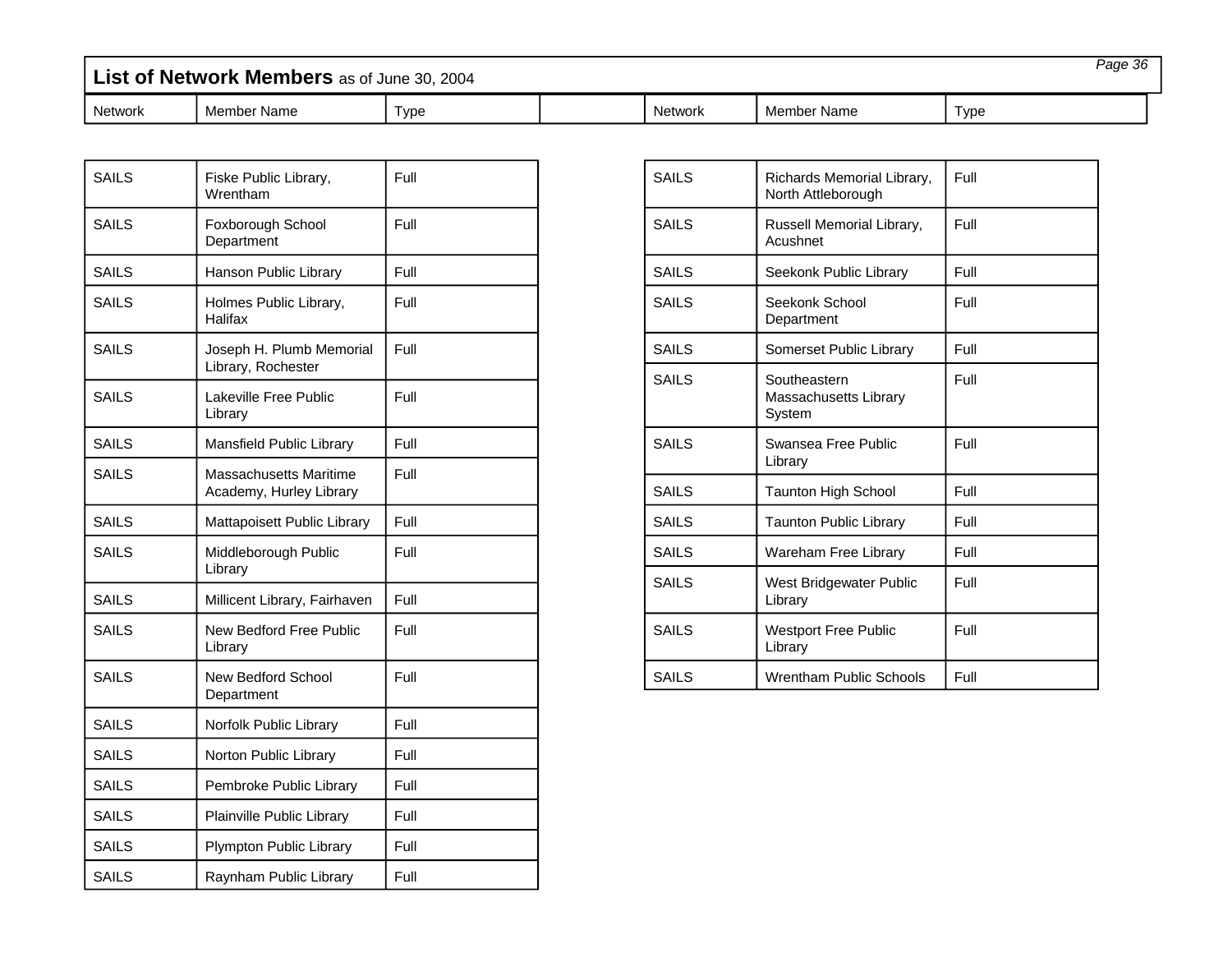## List of Network Members as of June 30, 2004

| Network | Member Name | Type |
|---|---|---|
| SAILS | Fiske Public Library, Wrentham | Full |
| SAILS | Foxborough School Department | Full |
| SAILS | Hanson Public Library | Full |
| SAILS | Holmes Public Library, Halifax | Full |
| SAILS | Joseph H. Plumb Memorial Library, Rochester | Full |
| SAILS | Lakeville Free Public Library | Full |
| SAILS | Mansfield Public Library | Full |
| SAILS | Massachusetts Maritime Academy, Hurley Library | Full |
| SAILS | Mattapoisett Public Library | Full |
| SAILS | Middleborough Public Library | Full |
| SAILS | Millicent Library, Fairhaven | Full |
| SAILS | New Bedford Free Public Library | Full |
| SAILS | New Bedford School Department | Full |
| SAILS | Norfolk Public Library | Full |
| SAILS | Norton Public Library | Full |
| SAILS | Pembroke Public Library | Full |
| SAILS | Plainville Public Library | Full |
| SAILS | Plympton Public Library | Full |
| SAILS | Raynham Public Library | Full |
| SAILS | Richards Memorial Library, North Attleborough | Full |
| SAILS | Russell Memorial Library, Acushnet | Full |
| SAILS | Seekonk Public Library | Full |
| SAILS | Seekonk School Department | Full |
| SAILS | Somerset Public Library | Full |
| SAILS | Southeastern Massachusetts Library System | Full |
| SAILS | Swansea Free Public Library | Full |
| SAILS | Taunton High School | Full |
| SAILS | Taunton Public Library | Full |
| SAILS | Wareham Free Library | Full |
| SAILS | West Bridgewater Public Library | Full |
| SAILS | Westport Free Public Library | Full |
| SAILS | Wrentham Public Schools | Full |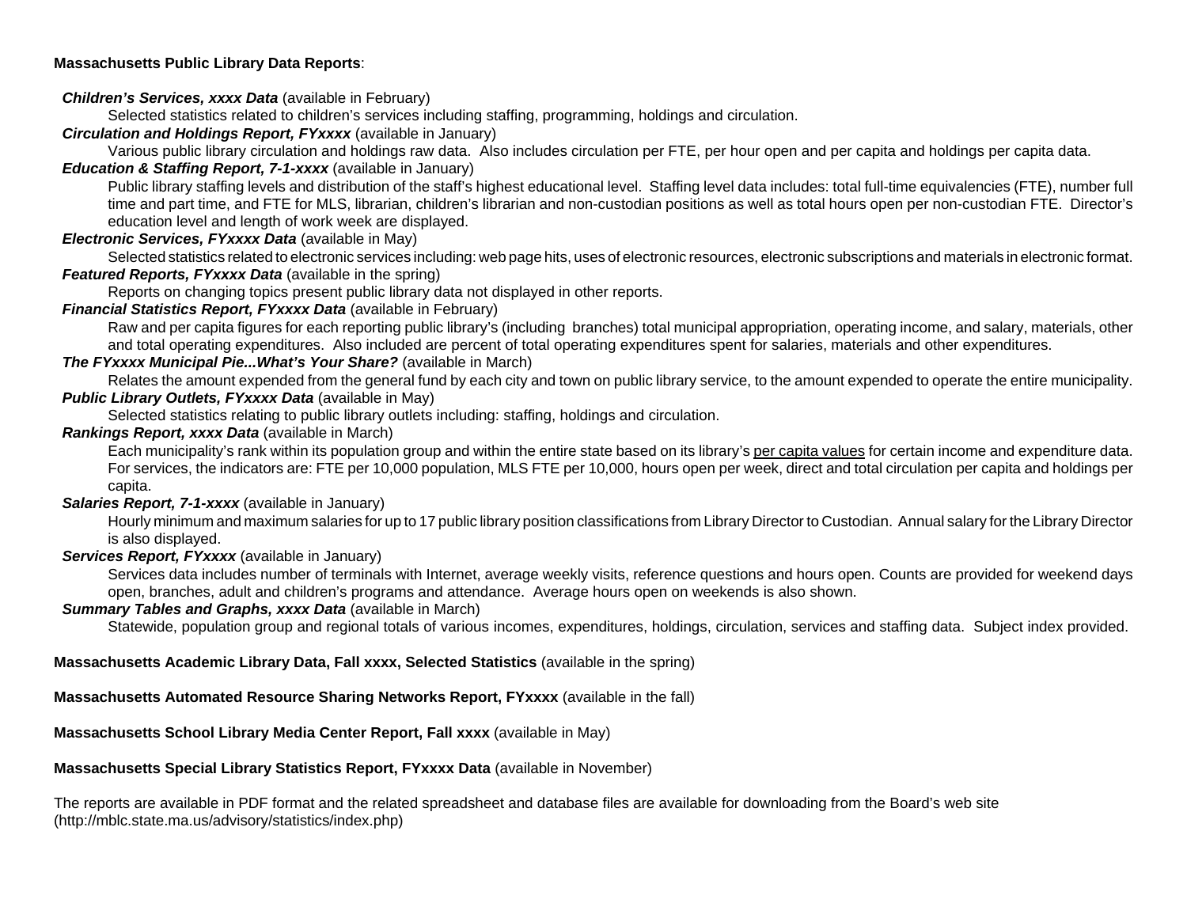**Massachusetts Public Library Data Reports**:

***Children's Services, xxxx Data*** (available in February)

Selected statistics related to children's services including staffing, programming, holdings and circulation.

***Circulation and Holdings Report, FYxxxx*** (available in January)

Various public library circulation and holdings raw data. Also includes circulation per FTE, per hour open and per capita and holdings per capita data.

***Education & Staffing Report, 7-1-xxxx*** (available in January)

Public library staffing levels and distribution of the staff's highest educational level. Staffing level data includes: total full-time equivalencies (FTE), number full time and part time, and FTE for MLS, librarian, children's librarian and non-custodian positions as well as total hours open per non-custodian FTE. Director's education level and length of work week are displayed.

***Electronic Services, FYxxxx Data*** (available in May)

Selected statistics related to electronic services including: web page hits, uses of electronic resources, electronic subscriptions and materials in electronic format.

***Featured Reports, FYxxxx Data*** (available in the spring)

Reports on changing topics present public library data not displayed in other reports.

***Financial Statistics Report, FYxxxx Data*** (available in February)

Raw and per capita figures for each reporting public library's (including branches) total municipal appropriation, operating income, and salary, materials, other and total operating expenditures. Also included are percent of total operating expenditures spent for salaries, materials and other expenditures.

***The FYxxxx Municipal Pie...What's Your Share?*** (available in March)

Relates the amount expended from the general fund by each city and town on public library service, to the amount expended to operate the entire municipality.

***Public Library Outlets, FYxxxx Data*** (available in May)

Selected statistics relating to public library outlets including: staffing, holdings and circulation.

***Rankings Report, xxxx Data*** (available in March)

Each municipality's rank within its population group and within the entire state based on its library's <u>per capita values</u> for certain income and expenditure data. For services, the indicators are: FTE per 10,000 population, MLS FTE per 10,000, hours open per week, direct and total circulation per capita and holdings per capita.

***Salaries Report, 7-1-xxxx*** (available in January)

Hourly minimum and maximum salaries for up to 17 public library position classifications from Library Director to Custodian. Annual salary for the Library Director is also displayed.

***Services Report, FYxxxx*** (available in January)

Services data includes number of terminals with Internet, average weekly visits, reference questions and hours open. Counts are provided for weekend days open, branches, adult and children's programs and attendance. Average hours open on weekends is also shown.

***Summary Tables and Graphs, xxxx Data*** (available in March)

Statewide, population group and regional totals of various incomes, expenditures, holdings, circulation, services and staffing data. Subject index provided.

**Massachusetts Academic Library Data, Fall xxxx, Selected Statistics** (available in the spring)

**Massachusetts Automated Resource Sharing Networks Report, FYxxxx** (available in the fall)

**Massachusetts School Library Media Center Report, Fall xxxx** (available in May)

**Massachusetts Special Library Statistics Report, FYxxxx Data** (available in November)

The reports are available in PDF format and the related spreadsheet and database files are available for downloading from the Board's web site (http://mblc.state.ma.us/advisory/statistics/index.php)